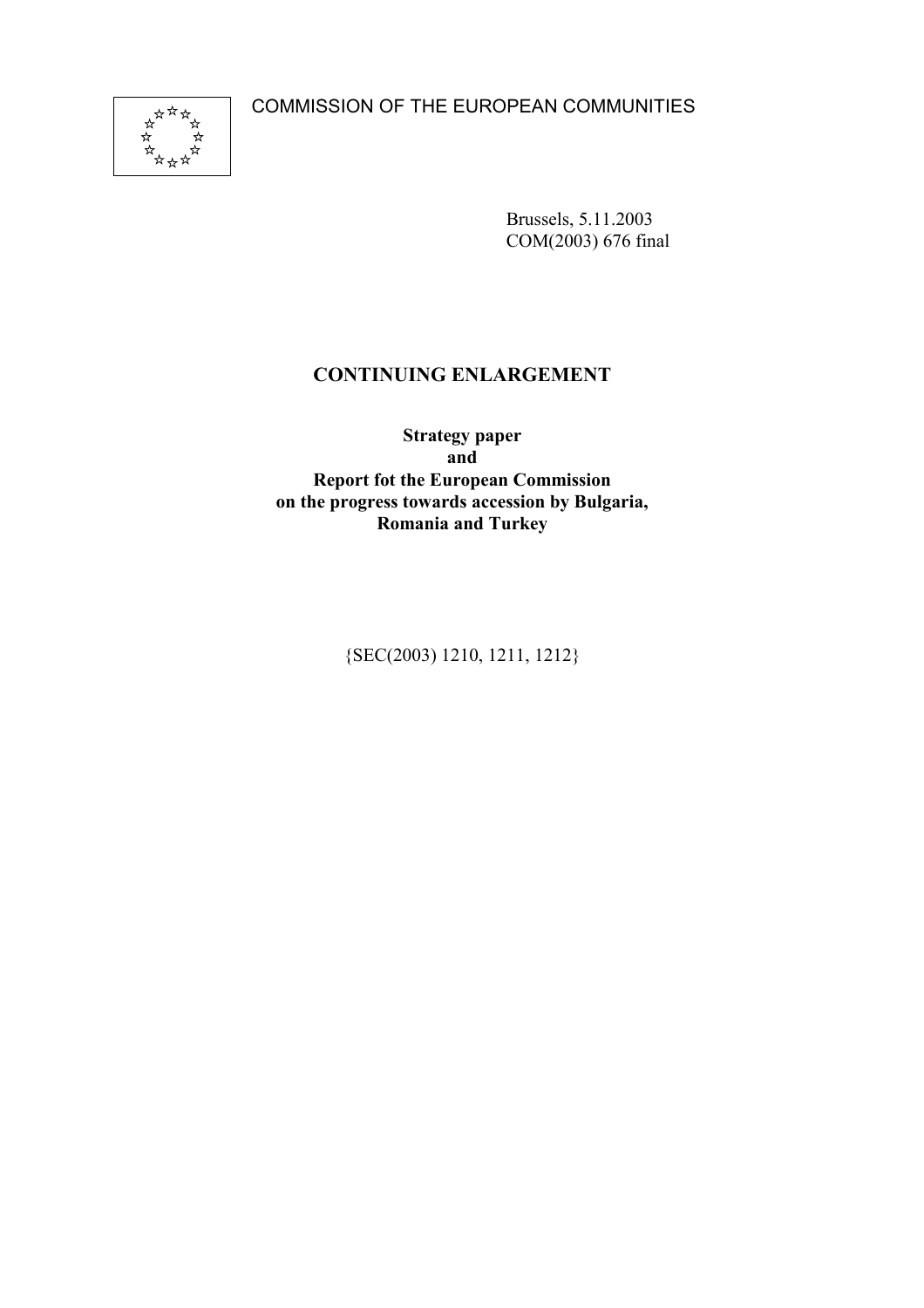COMMISSION OF THE EUROPEAN COMMUNITIES

Brussels, 5.11.2003
COM(2003) 676 final

# CONTINUING ENLARGEMENT

**Strategy paper**
**and**
**Report fot the European Commission**
**on the progress towards accession by Bulgaria,**
**Romania and Turkey**

{SEC(2003) 1210, 1211, 1212}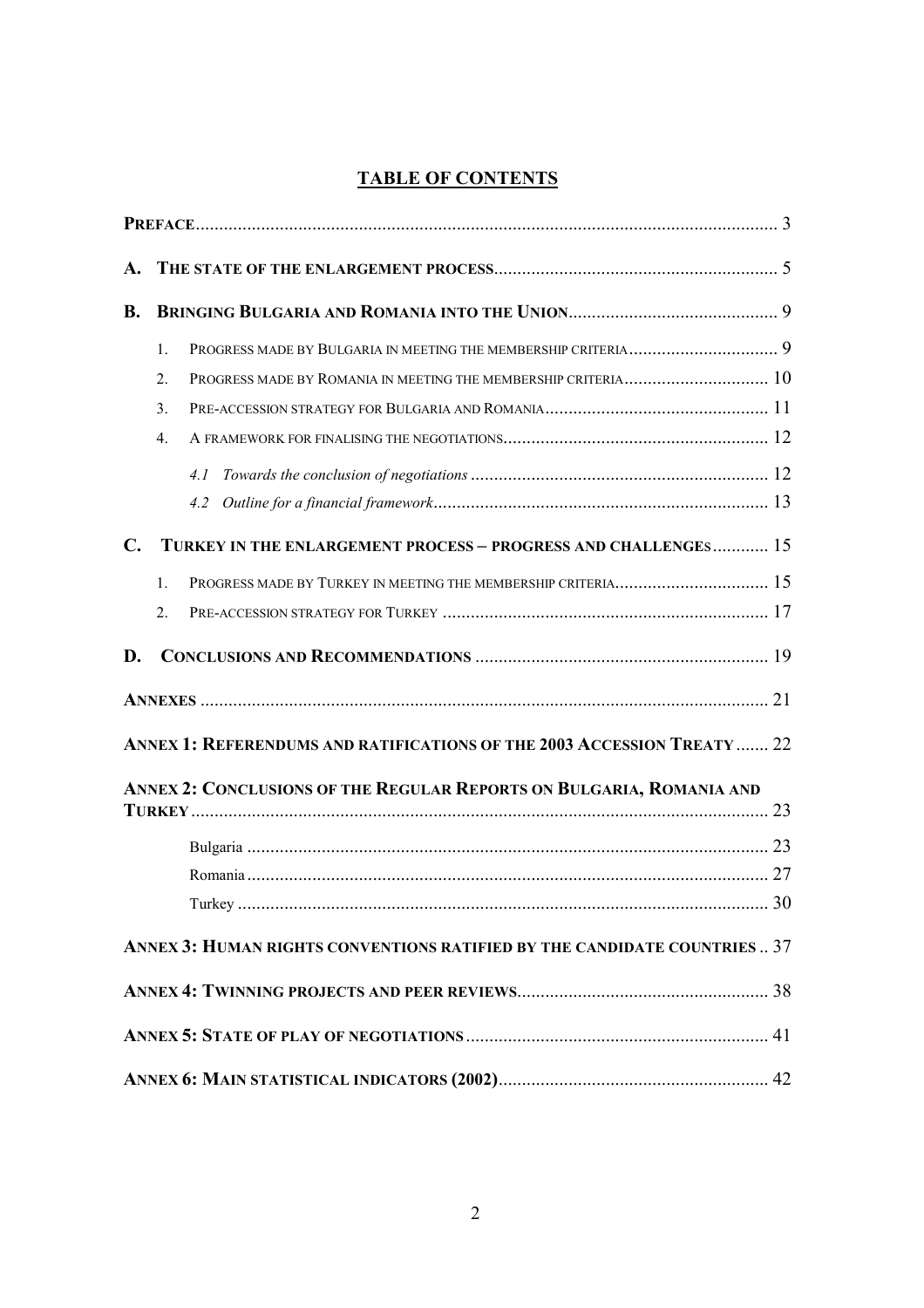## TABLE OF CONTENTS

**PREFACE** ..... 3

**A. THE STATE OF THE ENLARGEMENT PROCESS** ..... 5

**B. BRINGING BULGARIA AND ROMANIA INTO THE UNION** ..... 9

1. PROGRESS MADE BY BULGARIA IN MEETING THE MEMBERSHIP CRITERIA ..... 9
2. PROGRESS MADE BY ROMANIA IN MEETING THE MEMBERSHIP CRITERIA ..... 10
3. PRE-ACCESSION STRATEGY FOR BULGARIA AND ROMANIA ..... 11
4. A FRAMEWORK FOR FINALISING THE NEGOTIATIONS ..... 12
   - *4.1 Towards the conclusion of negotiations* ..... 12
   - *4.2 Outline for a financial framework* ..... 13

**C. TURKEY IN THE ENLARGEMENT PROCESS – PROGRESS AND CHALLENGES** ..... 15

1. PROGRESS MADE BY TURKEY IN MEETING THE MEMBERSHIP CRITERIA ..... 15
2. PRE-ACCESSION STRATEGY FOR TURKEY ..... 17

**D. CONCLUSIONS AND RECOMMENDATIONS** ..... 19

**ANNEXES** ..... 21

**ANNEX 1: REFERENDUMS AND RATIFICATIONS OF THE 2003 ACCESSION TREATY** ..... 22

**ANNEX 2: CONCLUSIONS OF THE REGULAR REPORTS ON BULGARIA, ROMANIA AND TURKEY** ..... 23

- Bulgaria ..... 23
- Romania ..... 27
- Turkey ..... 30

**ANNEX 3: HUMAN RIGHTS CONVENTIONS RATIFIED BY THE CANDIDATE COUNTRIES** .. 37

**ANNEX 4: TWINNING PROJECTS AND PEER REVIEWS** ..... 38

**ANNEX 5: STATE OF PLAY OF NEGOTIATIONS** ..... 41

**ANNEX 6: MAIN STATISTICAL INDICATORS (2002)** ..... 42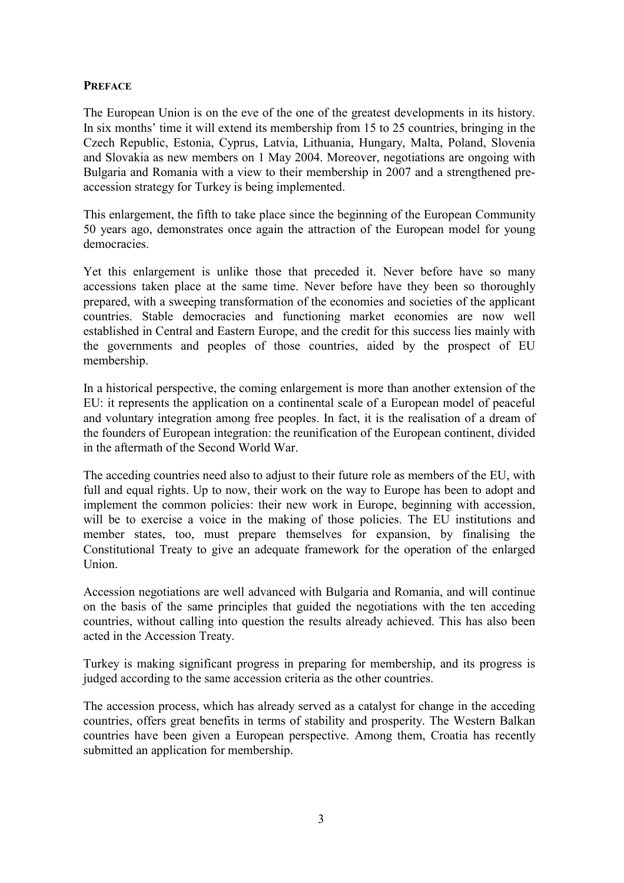## PREFACE

The European Union is on the eve of the one of the greatest developments in its history. In six months' time it will extend its membership from 15 to 25 countries, bringing in the Czech Republic, Estonia, Cyprus, Latvia, Lithuania, Hungary, Malta, Poland, Slovenia and Slovakia as new members on 1 May 2004. Moreover, negotiations are ongoing with Bulgaria and Romania with a view to their membership in 2007 and a strengthened pre-accession strategy for Turkey is being implemented.

This enlargement, the fifth to take place since the beginning of the European Community 50 years ago, demonstrates once again the attraction of the European model for young democracies.

Yet this enlargement is unlike those that preceded it. Never before have so many accessions taken place at the same time. Never before have they been so thoroughly prepared, with a sweeping transformation of the economies and societies of the applicant countries. Stable democracies and functioning market economies are now well established in Central and Eastern Europe, and the credit for this success lies mainly with the governments and peoples of those countries, aided by the prospect of EU membership.

In a historical perspective, the coming enlargement is more than another extension of the EU: it represents the application on a continental scale of a European model of peaceful and voluntary integration among free peoples. In fact, it is the realisation of a dream of the founders of European integration: the reunification of the European continent, divided in the aftermath of the Second World War.

The acceding countries need also to adjust to their future role as members of the EU, with full and equal rights. Up to now, their work on the way to Europe has been to adopt and implement the common policies: their new work in Europe, beginning with accession, will be to exercise a voice in the making of those policies. The EU institutions and member states, too, must prepare themselves for expansion, by finalising the Constitutional Treaty to give an adequate framework for the operation of the enlarged Union.

Accession negotiations are well advanced with Bulgaria and Romania, and will continue on the basis of the same principles that guided the negotiations with the ten acceding countries, without calling into question the results already achieved. This has also been acted in the Accession Treaty.

Turkey is making significant progress in preparing for membership, and its progress is judged according to the same accession criteria as the other countries.

The accession process, which has already served as a catalyst for change in the acceding countries, offers great benefits in terms of stability and prosperity. The Western Balkan countries have been given a European perspective. Among them, Croatia has recently submitted an application for membership.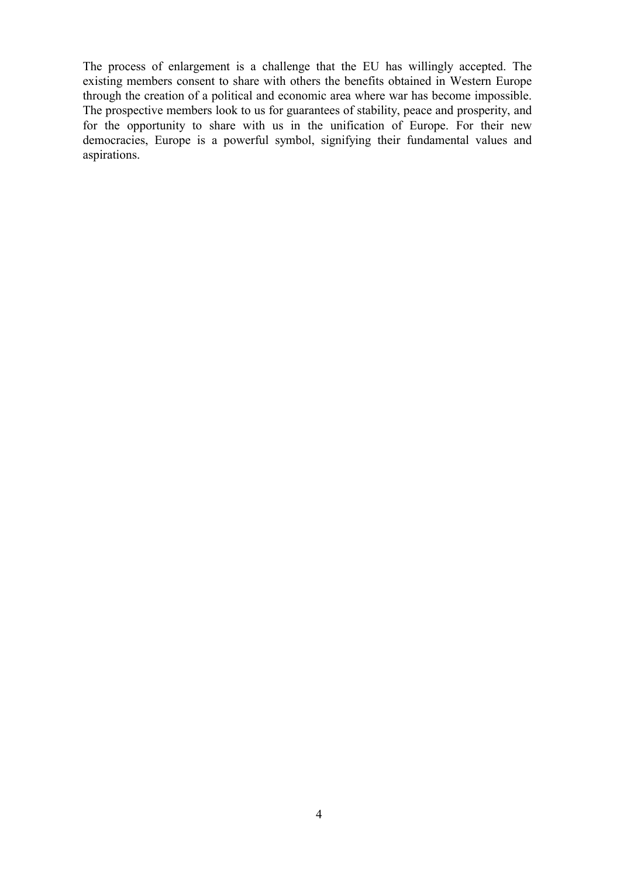The process of enlargement is a challenge that the EU has willingly accepted. The existing members consent to share with others the benefits obtained in Western Europe through the creation of a political and economic area where war has become impossible. The prospective members look to us for guarantees of stability, peace and prosperity, and for the opportunity to share with us in the unification of Europe. For their new democracies, Europe is a powerful symbol, signifying their fundamental values and aspirations.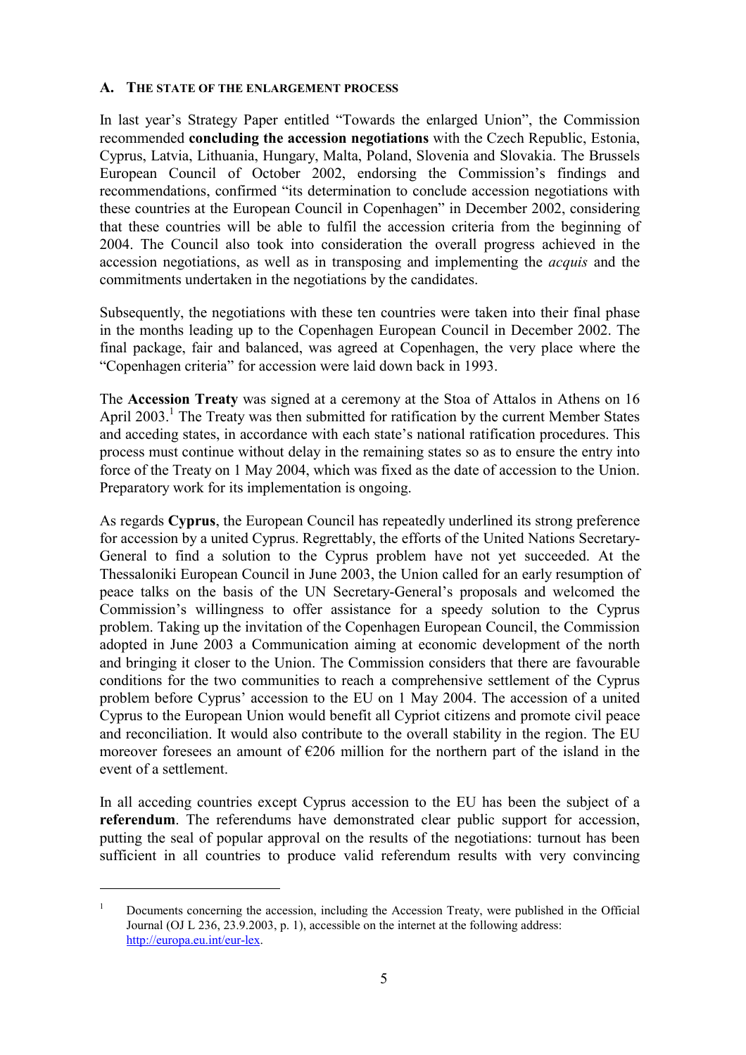## A. THE STATE OF THE ENLARGEMENT PROCESS

In last year's Strategy Paper entitled "Towards the enlarged Union", the Commission recommended **concluding the accession negotiations** with the Czech Republic, Estonia, Cyprus, Latvia, Lithuania, Hungary, Malta, Poland, Slovenia and Slovakia. The Brussels European Council of October 2002, endorsing the Commission's findings and recommendations, confirmed "its determination to conclude accession negotiations with these countries at the European Council in Copenhagen" in December 2002, considering that these countries will be able to fulfil the accession criteria from the beginning of 2004. The Council also took into consideration the overall progress achieved in the accession negotiations, as well as in transposing and implementing the *acquis* and the commitments undertaken in the negotiations by the candidates.

Subsequently, the negotiations with these ten countries were taken into their final phase in the months leading up to the Copenhagen European Council in December 2002. The final package, fair and balanced, was agreed at Copenhagen, the very place where the "Copenhagen criteria" for accession were laid down back in 1993.

The **Accession Treaty** was signed at a ceremony at the Stoa of Attalos in Athens on 16 April 2003.[1] The Treaty was then submitted for ratification by the current Member States and acceding states, in accordance with each state's national ratification procedures. This process must continue without delay in the remaining states so as to ensure the entry into force of the Treaty on 1 May 2004, which was fixed as the date of accession to the Union. Preparatory work for its implementation is ongoing.

As regards **Cyprus**, the European Council has repeatedly underlined its strong preference for accession by a united Cyprus. Regrettably, the efforts of the United Nations Secretary-General to find a solution to the Cyprus problem have not yet succeeded. At the Thessaloniki European Council in June 2003, the Union called for an early resumption of peace talks on the basis of the UN Secretary-General's proposals and welcomed the Commission's willingness to offer assistance for a speedy solution to the Cyprus problem. Taking up the invitation of the Copenhagen European Council, the Commission adopted in June 2003 a Communication aiming at economic development of the north and bringing it closer to the Union. The Commission considers that there are favourable conditions for the two communities to reach a comprehensive settlement of the Cyprus problem before Cyprus' accession to the EU on 1 May 2004. The accession of a united Cyprus to the European Union would benefit all Cypriot citizens and promote civil peace and reconciliation. It would also contribute to the overall stability in the region. The EU moreover foresees an amount of €206 million for the northern part of the island in the event of a settlement.

In all acceding countries except Cyprus accession to the EU has been the subject of a **referendum**. The referendums have demonstrated clear public support for accession, putting the seal of popular approval on the results of the negotiations: turnout has been sufficient in all countries to produce valid referendum results with very convincing

---

[1] Documents concerning the accession, including the Accession Treaty, were published in the Official Journal (OJ L 236, 23.9.2003, p. 1), accessible on the internet at the following address: http://europa.eu.int/eur-lex.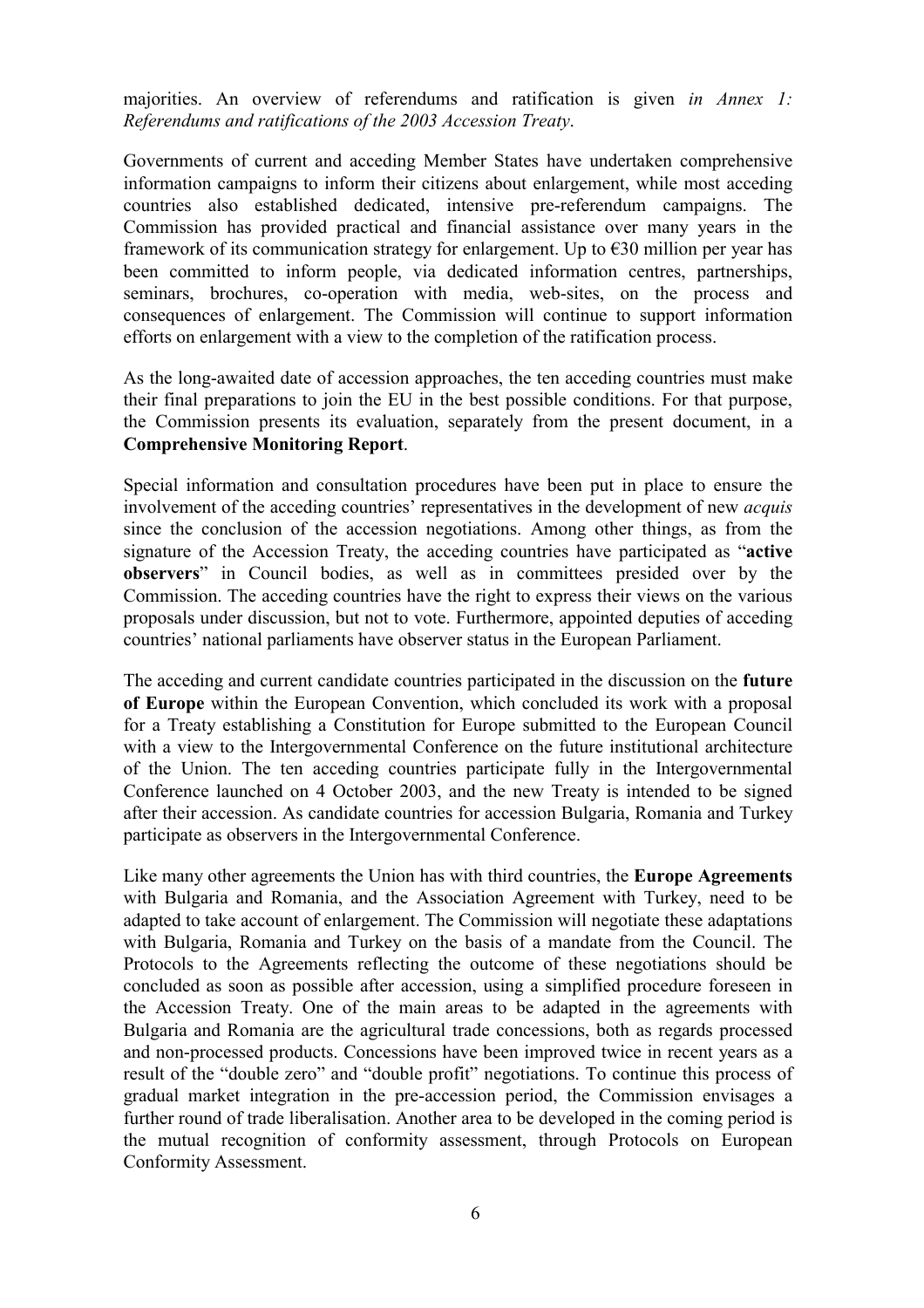majorities. An overview of referendums and ratification is given *in Annex 1: Referendums and ratifications of the 2003 Accession Treaty*.

Governments of current and acceding Member States have undertaken comprehensive information campaigns to inform their citizens about enlargement, while most acceding countries also established dedicated, intensive pre-referendum campaigns. The Commission has provided practical and financial assistance over many years in the framework of its communication strategy for enlargement. Up to €30 million per year has been committed to inform people, via dedicated information centres, partnerships, seminars, brochures, co-operation with media, web-sites, on the process and consequences of enlargement. The Commission will continue to support information efforts on enlargement with a view to the completion of the ratification process.

As the long-awaited date of accession approaches, the ten acceding countries must make their final preparations to join the EU in the best possible conditions. For that purpose, the Commission presents its evaluation, separately from the present document, in a **Comprehensive Monitoring Report**.

Special information and consultation procedures have been put in place to ensure the involvement of the acceding countries' representatives in the development of new *acquis* since the conclusion of the accession negotiations. Among other things, as from the signature of the Accession Treaty, the acceding countries have participated as "**active observers**" in Council bodies, as well as in committees presided over by the Commission. The acceding countries have the right to express their views on the various proposals under discussion, but not to vote. Furthermore, appointed deputies of acceding countries' national parliaments have observer status in the European Parliament.

The acceding and current candidate countries participated in the discussion on the **future of Europe** within the European Convention, which concluded its work with a proposal for a Treaty establishing a Constitution for Europe submitted to the European Council with a view to the Intergovernmental Conference on the future institutional architecture of the Union. The ten acceding countries participate fully in the Intergovernmental Conference launched on 4 October 2003, and the new Treaty is intended to be signed after their accession. As candidate countries for accession Bulgaria, Romania and Turkey participate as observers in the Intergovernmental Conference.

Like many other agreements the Union has with third countries, the **Europe Agreements** with Bulgaria and Romania, and the Association Agreement with Turkey, need to be adapted to take account of enlargement. The Commission will negotiate these adaptations with Bulgaria, Romania and Turkey on the basis of a mandate from the Council. The Protocols to the Agreements reflecting the outcome of these negotiations should be concluded as soon as possible after accession, using a simplified procedure foreseen in the Accession Treaty. One of the main areas to be adapted in the agreements with Bulgaria and Romania are the agricultural trade concessions, both as regards processed and non-processed products. Concessions have been improved twice in recent years as a result of the "double zero" and "double profit" negotiations. To continue this process of gradual market integration in the pre-accession period, the Commission envisages a further round of trade liberalisation. Another area to be developed in the coming period is the mutual recognition of conformity assessment, through Protocols on European Conformity Assessment.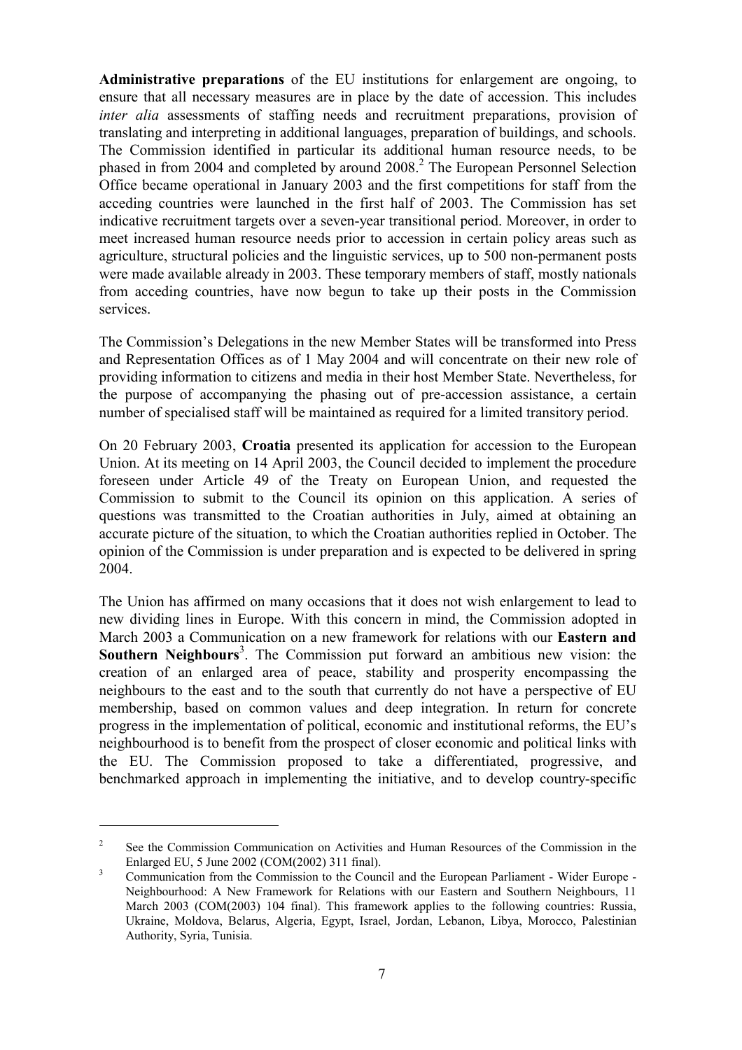**Administrative preparations** of the EU institutions for enlargement are ongoing, to ensure that all necessary measures are in place by the date of accession. This includes *inter alia* assessments of staffing needs and recruitment preparations, provision of translating and interpreting in additional languages, preparation of buildings, and schools. The Commission identified in particular its additional human resource needs, to be phased in from 2004 and completed by around 2008.[2] The European Personnel Selection Office became operational in January 2003 and the first competitions for staff from the acceding countries were launched in the first half of 2003. The Commission has set indicative recruitment targets over a seven-year transitional period. Moreover, in order to meet increased human resource needs prior to accession in certain policy areas such as agriculture, structural policies and the linguistic services, up to 500 non-permanent posts were made available already in 2003. These temporary members of staff, mostly nationals from acceding countries, have now begun to take up their posts in the Commission services.

The Commission's Delegations in the new Member States will be transformed into Press and Representation Offices as of 1 May 2004 and will concentrate on their new role of providing information to citizens and media in their host Member State. Nevertheless, for the purpose of accompanying the phasing out of pre-accession assistance, a certain number of specialised staff will be maintained as required for a limited transitory period.

On 20 February 2003, **Croatia** presented its application for accession to the European Union. At its meeting on 14 April 2003, the Council decided to implement the procedure foreseen under Article 49 of the Treaty on European Union, and requested the Commission to submit to the Council its opinion on this application. A series of questions was transmitted to the Croatian authorities in July, aimed at obtaining an accurate picture of the situation, to which the Croatian authorities replied in October. The opinion of the Commission is under preparation and is expected to be delivered in spring 2004.

The Union has affirmed on many occasions that it does not wish enlargement to lead to new dividing lines in Europe. With this concern in mind, the Commission adopted in March 2003 a Communication on a new framework for relations with our **Eastern and Southern Neighbours**[3]. The Commission put forward an ambitious new vision: the creation of an enlarged area of peace, stability and prosperity encompassing the neighbours to the east and to the south that currently do not have a perspective of EU membership, based on common values and deep integration. In return for concrete progress in the implementation of political, economic and institutional reforms, the EU's neighbourhood is to benefit from the prospect of closer economic and political links with the EU. The Commission proposed to take a differentiated, progressive, and benchmarked approach in implementing the initiative, and to develop country-specific

---

[2] See the Commission Communication on Activities and Human Resources of the Commission in the Enlarged EU, 5 June 2002 (COM(2002) 311 final).

[3] Communication from the Commission to the Council and the European Parliament - Wider Europe - Neighbourhood: A New Framework for Relations with our Eastern and Southern Neighbours, 11 March 2003 (COM(2003) 104 final). This framework applies to the following countries: Russia, Ukraine, Moldova, Belarus, Algeria, Egypt, Israel, Jordan, Lebanon, Libya, Morocco, Palestinian Authority, Syria, Tunisia.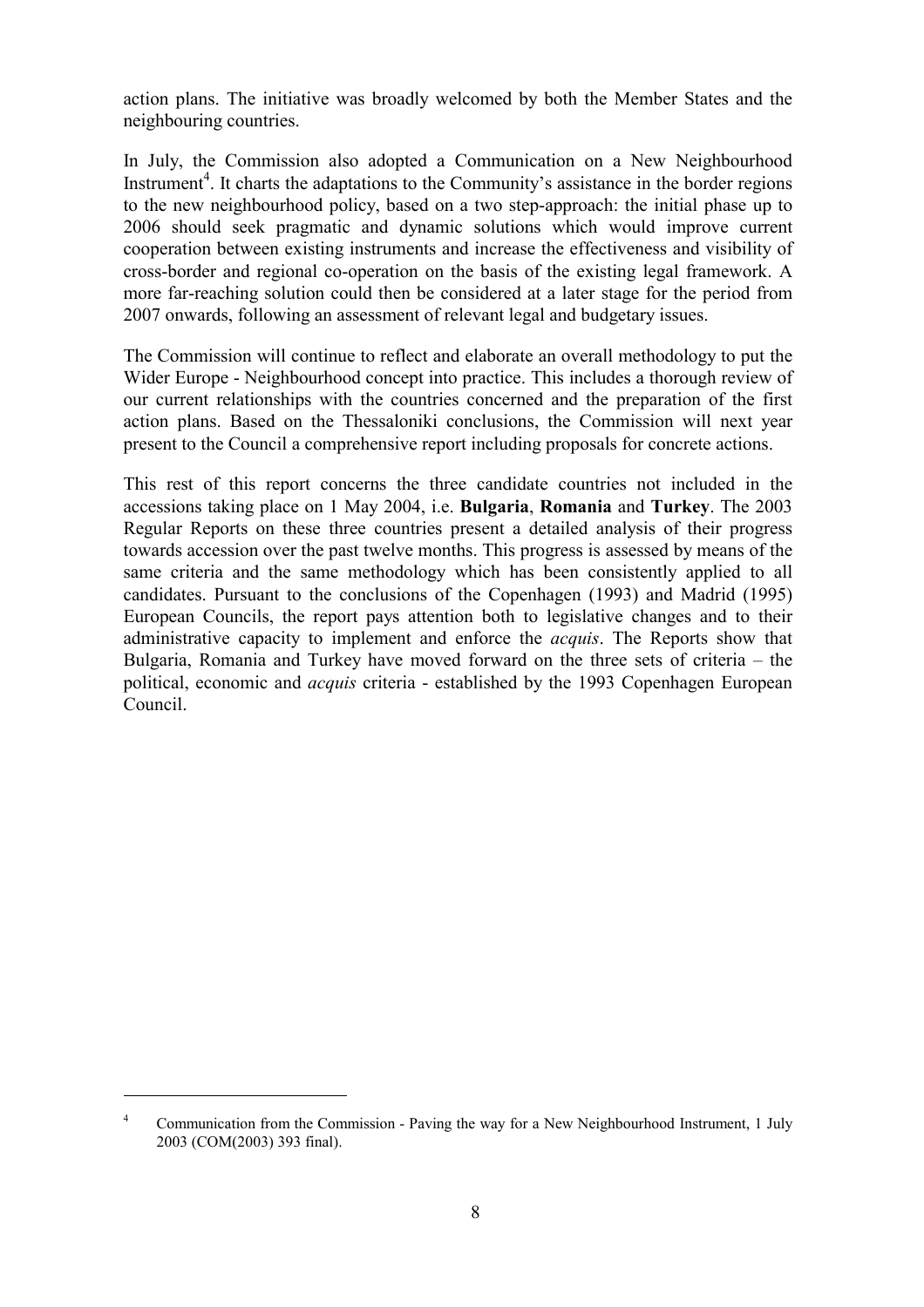action plans. The initiative was broadly welcomed by both the Member States and the neighbouring countries.

In July, the Commission also adopted a Communication on a New Neighbourhood Instrument[4]. It charts the adaptations to the Community's assistance in the border regions to the new neighbourhood policy, based on a two step-approach: the initial phase up to 2006 should seek pragmatic and dynamic solutions which would improve current cooperation between existing instruments and increase the effectiveness and visibility of cross-border and regional co-operation on the basis of the existing legal framework. A more far-reaching solution could then be considered at a later stage for the period from 2007 onwards, following an assessment of relevant legal and budgetary issues.

The Commission will continue to reflect and elaborate an overall methodology to put the Wider Europe - Neighbourhood concept into practice. This includes a thorough review of our current relationships with the countries concerned and the preparation of the first action plans. Based on the Thessaloniki conclusions, the Commission will next year present to the Council a comprehensive report including proposals for concrete actions.

This rest of this report concerns the three candidate countries not included in the accessions taking place on 1 May 2004, i.e. **Bulgaria**, **Romania** and **Turkey**. The 2003 Regular Reports on these three countries present a detailed analysis of their progress towards accession over the past twelve months. This progress is assessed by means of the same criteria and the same methodology which has been consistently applied to all candidates. Pursuant to the conclusions of the Copenhagen (1993) and Madrid (1995) European Councils, the report pays attention both to legislative changes and to their administrative capacity to implement and enforce the *acquis*. The Reports show that Bulgaria, Romania and Turkey have moved forward on the three sets of criteria – the political, economic and *acquis* criteria - established by the 1993 Copenhagen European Council.

---

[4] Communication from the Commission - Paving the way for a New Neighbourhood Instrument, 1 July 2003 (COM(2003) 393 final).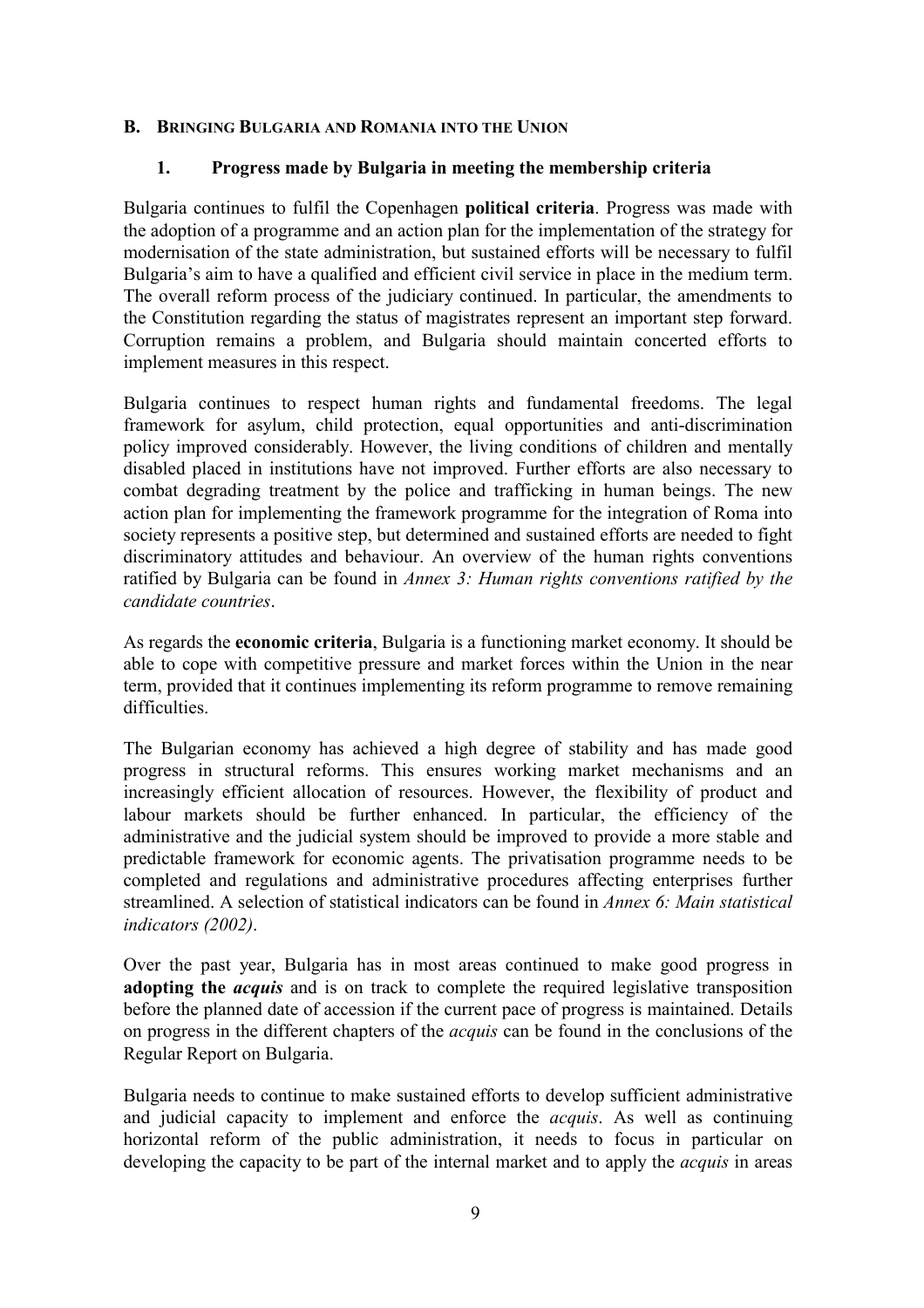## B. BRINGING BULGARIA AND ROMANIA INTO THE UNION

### 1. Progress made by Bulgaria in meeting the membership criteria

Bulgaria continues to fulfil the Copenhagen **political criteria**. Progress was made with the adoption of a programme and an action plan for the implementation of the strategy for modernisation of the state administration, but sustained efforts will be necessary to fulfil Bulgaria's aim to have a qualified and efficient civil service in place in the medium term. The overall reform process of the judiciary continued. In particular, the amendments to the Constitution regarding the status of magistrates represent an important step forward. Corruption remains a problem, and Bulgaria should maintain concerted efforts to implement measures in this respect.

Bulgaria continues to respect human rights and fundamental freedoms. The legal framework for asylum, child protection, equal opportunities and anti-discrimination policy improved considerably. However, the living conditions of children and mentally disabled placed in institutions have not improved. Further efforts are also necessary to combat degrading treatment by the police and trafficking in human beings. The new action plan for implementing the framework programme for the integration of Roma into society represents a positive step, but determined and sustained efforts are needed to fight discriminatory attitudes and behaviour. An overview of the human rights conventions ratified by Bulgaria can be found in *Annex 3: Human rights conventions ratified by the candidate countries*.

As regards the **economic criteria**, Bulgaria is a functioning market economy. It should be able to cope with competitive pressure and market forces within the Union in the near term, provided that it continues implementing its reform programme to remove remaining difficulties.

The Bulgarian economy has achieved a high degree of stability and has made good progress in structural reforms. This ensures working market mechanisms and an increasingly efficient allocation of resources. However, the flexibility of product and labour markets should be further enhanced. In particular, the efficiency of the administrative and the judicial system should be improved to provide a more stable and predictable framework for economic agents. The privatisation programme needs to be completed and regulations and administrative procedures affecting enterprises further streamlined. A selection of statistical indicators can be found in *Annex 6: Main statistical indicators (2002)*.

Over the past year, Bulgaria has in most areas continued to make good progress in **adopting the *acquis*** and is on track to complete the required legislative transposition before the planned date of accession if the current pace of progress is maintained. Details on progress in the different chapters of the *acquis* can be found in the conclusions of the Regular Report on Bulgaria.

Bulgaria needs to continue to make sustained efforts to develop sufficient administrative and judicial capacity to implement and enforce the *acquis*. As well as continuing horizontal reform of the public administration, it needs to focus in particular on developing the capacity to be part of the internal market and to apply the *acquis* in areas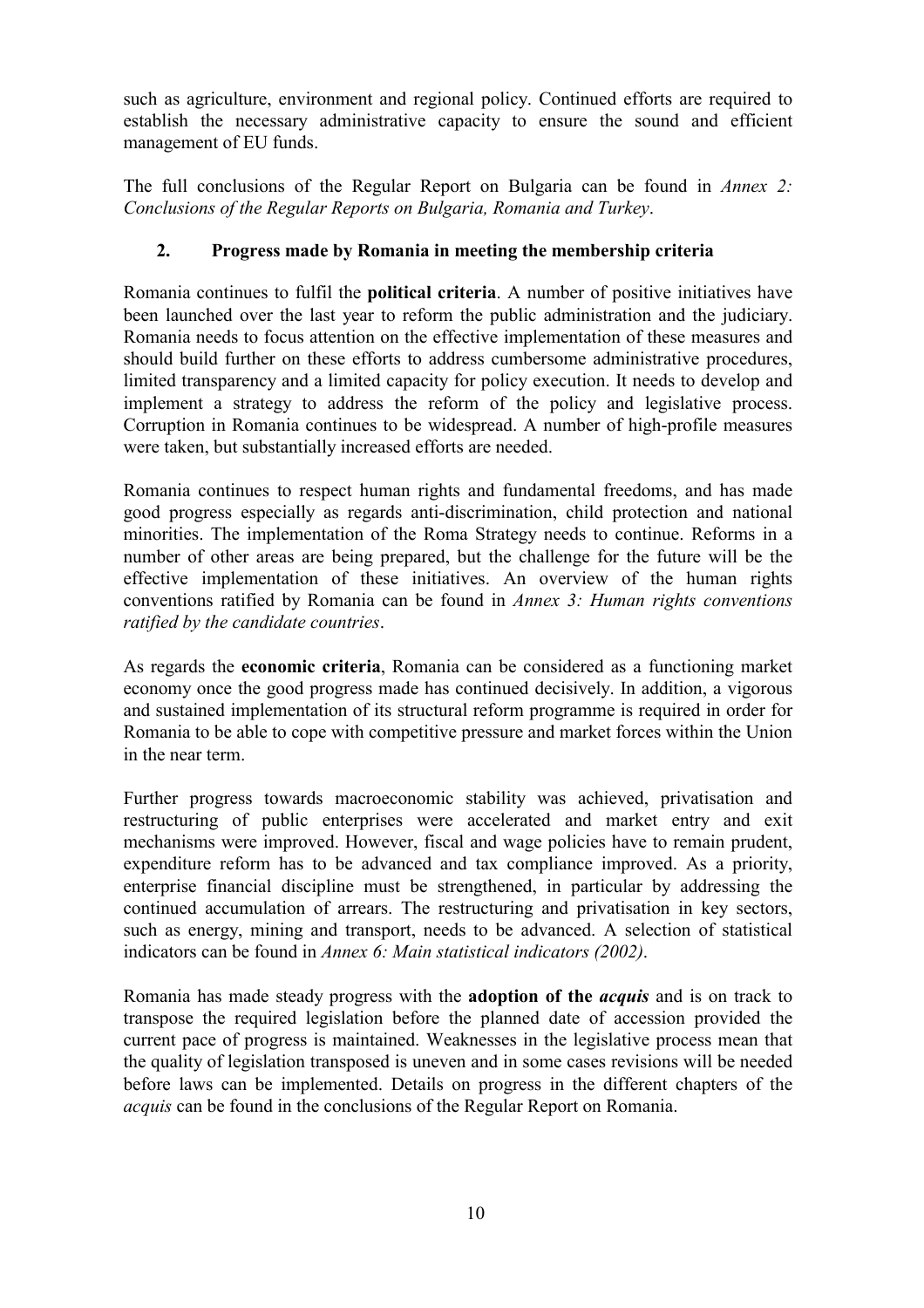such as agriculture, environment and regional policy. Continued efforts are required to establish the necessary administrative capacity to ensure the sound and efficient management of EU funds.

The full conclusions of the Regular Report on Bulgaria can be found in *Annex 2: Conclusions of the Regular Reports on Bulgaria, Romania and Turkey*.

## 2. Progress made by Romania in meeting the membership criteria

Romania continues to fulfil the **political criteria**. A number of positive initiatives have been launched over the last year to reform the public administration and the judiciary. Romania needs to focus attention on the effective implementation of these measures and should build further on these efforts to address cumbersome administrative procedures, limited transparency and a limited capacity for policy execution. It needs to develop and implement a strategy to address the reform of the policy and legislative process. Corruption in Romania continues to be widespread. A number of high-profile measures were taken, but substantially increased efforts are needed.

Romania continues to respect human rights and fundamental freedoms, and has made good progress especially as regards anti-discrimination, child protection and national minorities. The implementation of the Roma Strategy needs to continue. Reforms in a number of other areas are being prepared, but the challenge for the future will be the effective implementation of these initiatives. An overview of the human rights conventions ratified by Romania can be found in *Annex 3: Human rights conventions ratified by the candidate countries*.

As regards the **economic criteria**, Romania can be considered as a functioning market economy once the good progress made has continued decisively. In addition, a vigorous and sustained implementation of its structural reform programme is required in order for Romania to be able to cope with competitive pressure and market forces within the Union in the near term.

Further progress towards macroeconomic stability was achieved, privatisation and restructuring of public enterprises were accelerated and market entry and exit mechanisms were improved. However, fiscal and wage policies have to remain prudent, expenditure reform has to be advanced and tax compliance improved. As a priority, enterprise financial discipline must be strengthened, in particular by addressing the continued accumulation of arrears. The restructuring and privatisation in key sectors, such as energy, mining and transport, needs to be advanced. A selection of statistical indicators can be found in *Annex 6: Main statistical indicators (2002)*.

Romania has made steady progress with the **adoption of the *acquis*** and is on track to transpose the required legislation before the planned date of accession provided the current pace of progress is maintained. Weaknesses in the legislative process mean that the quality of legislation transposed is uneven and in some cases revisions will be needed before laws can be implemented. Details on progress in the different chapters of the *acquis* can be found in the conclusions of the Regular Report on Romania.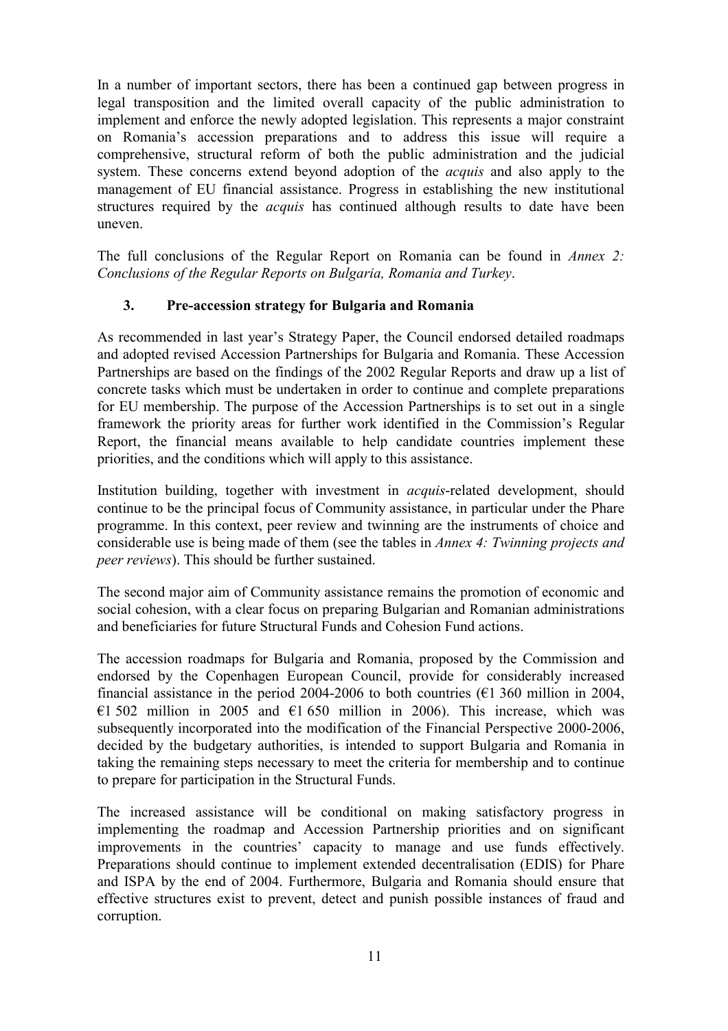In a number of important sectors, there has been a continued gap between progress in legal transposition and the limited overall capacity of the public administration to implement and enforce the newly adopted legislation. This represents a major constraint on Romania's accession preparations and to address this issue will require a comprehensive, structural reform of both the public administration and the judicial system. These concerns extend beyond adoption of the *acquis* and also apply to the management of EU financial assistance. Progress in establishing the new institutional structures required by the *acquis* has continued although results to date have been uneven.

The full conclusions of the Regular Report on Romania can be found in *Annex 2: Conclusions of the Regular Reports on Bulgaria, Romania and Turkey*.

## 3. Pre-accession strategy for Bulgaria and Romania

As recommended in last year's Strategy Paper, the Council endorsed detailed roadmaps and adopted revised Accession Partnerships for Bulgaria and Romania. These Accession Partnerships are based on the findings of the 2002 Regular Reports and draw up a list of concrete tasks which must be undertaken in order to continue and complete preparations for EU membership. The purpose of the Accession Partnerships is to set out in a single framework the priority areas for further work identified in the Commission's Regular Report, the financial means available to help candidate countries implement these priorities, and the conditions which will apply to this assistance.

Institution building, together with investment in *acquis*-related development, should continue to be the principal focus of Community assistance, in particular under the Phare programme. In this context, peer review and twinning are the instruments of choice and considerable use is being made of them (see the tables in *Annex 4: Twinning projects and peer reviews*). This should be further sustained.

The second major aim of Community assistance remains the promotion of economic and social cohesion, with a clear focus on preparing Bulgarian and Romanian administrations and beneficiaries for future Structural Funds and Cohesion Fund actions.

The accession roadmaps for Bulgaria and Romania, proposed by the Commission and endorsed by the Copenhagen European Council, provide for considerably increased financial assistance in the period 2004-2006 to both countries (€1 360 million in 2004, €1 502 million in 2005 and €1 650 million in 2006). This increase, which was subsequently incorporated into the modification of the Financial Perspective 2000-2006, decided by the budgetary authorities, is intended to support Bulgaria and Romania in taking the remaining steps necessary to meet the criteria for membership and to continue to prepare for participation in the Structural Funds.

The increased assistance will be conditional on making satisfactory progress in implementing the roadmap and Accession Partnership priorities and on significant improvements in the countries' capacity to manage and use funds effectively. Preparations should continue to implement extended decentralisation (EDIS) for Phare and ISPA by the end of 2004. Furthermore, Bulgaria and Romania should ensure that effective structures exist to prevent, detect and punish possible instances of fraud and corruption.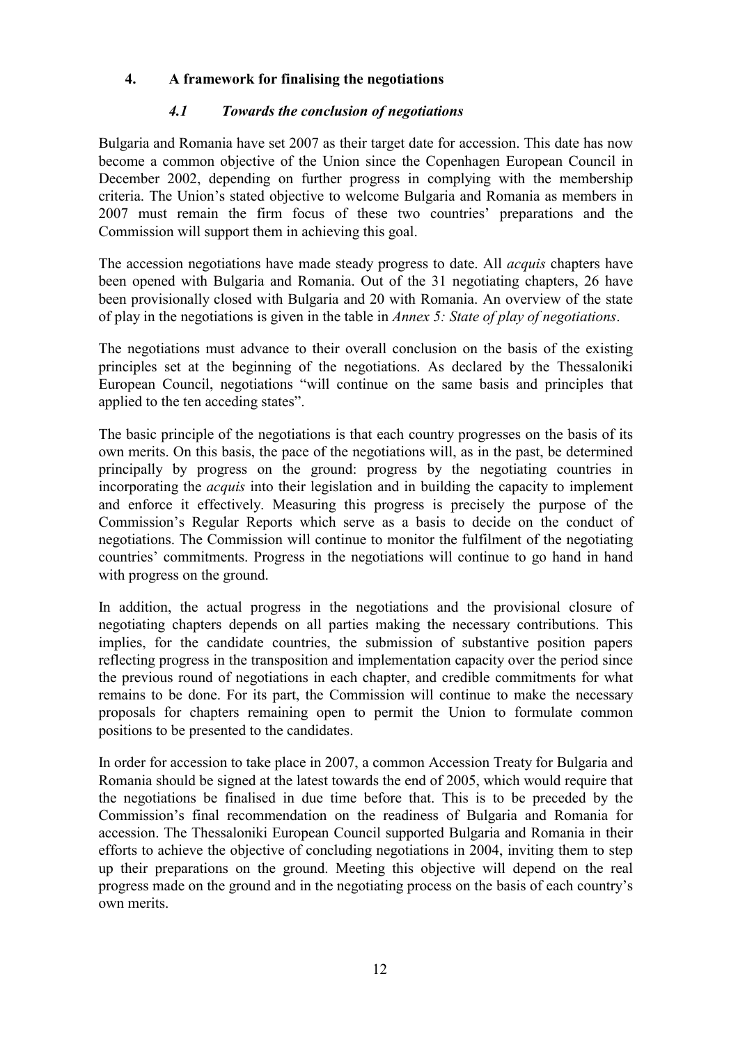## 4. A framework for finalising the negotiations

### *4.1 Towards the conclusion of negotiations*

Bulgaria and Romania have set 2007 as their target date for accession. This date has now become a common objective of the Union since the Copenhagen European Council in December 2002, depending on further progress in complying with the membership criteria. The Union's stated objective to welcome Bulgaria and Romania as members in 2007 must remain the firm focus of these two countries' preparations and the Commission will support them in achieving this goal.

The accession negotiations have made steady progress to date. All *acquis* chapters have been opened with Bulgaria and Romania. Out of the 31 negotiating chapters, 26 have been provisionally closed with Bulgaria and 20 with Romania. An overview of the state of play in the negotiations is given in the table in *Annex 5: State of play of negotiations*.

The negotiations must advance to their overall conclusion on the basis of the existing principles set at the beginning of the negotiations. As declared by the Thessaloniki European Council, negotiations "will continue on the same basis and principles that applied to the ten acceding states".

The basic principle of the negotiations is that each country progresses on the basis of its own merits. On this basis, the pace of the negotiations will, as in the past, be determined principally by progress on the ground: progress by the negotiating countries in incorporating the *acquis* into their legislation and in building the capacity to implement and enforce it effectively. Measuring this progress is precisely the purpose of the Commission's Regular Reports which serve as a basis to decide on the conduct of negotiations. The Commission will continue to monitor the fulfilment of the negotiating countries' commitments. Progress in the negotiations will continue to go hand in hand with progress on the ground.

In addition, the actual progress in the negotiations and the provisional closure of negotiating chapters depends on all parties making the necessary contributions. This implies, for the candidate countries, the submission of substantive position papers reflecting progress in the transposition and implementation capacity over the period since the previous round of negotiations in each chapter, and credible commitments for what remains to be done. For its part, the Commission will continue to make the necessary proposals for chapters remaining open to permit the Union to formulate common positions to be presented to the candidates.

In order for accession to take place in 2007, a common Accession Treaty for Bulgaria and Romania should be signed at the latest towards the end of 2005, which would require that the negotiations be finalised in due time before that. This is to be preceded by the Commission's final recommendation on the readiness of Bulgaria and Romania for accession. The Thessaloniki European Council supported Bulgaria and Romania in their efforts to achieve the objective of concluding negotiations in 2004, inviting them to step up their preparations on the ground. Meeting this objective will depend on the real progress made on the ground and in the negotiating process on the basis of each country's own merits.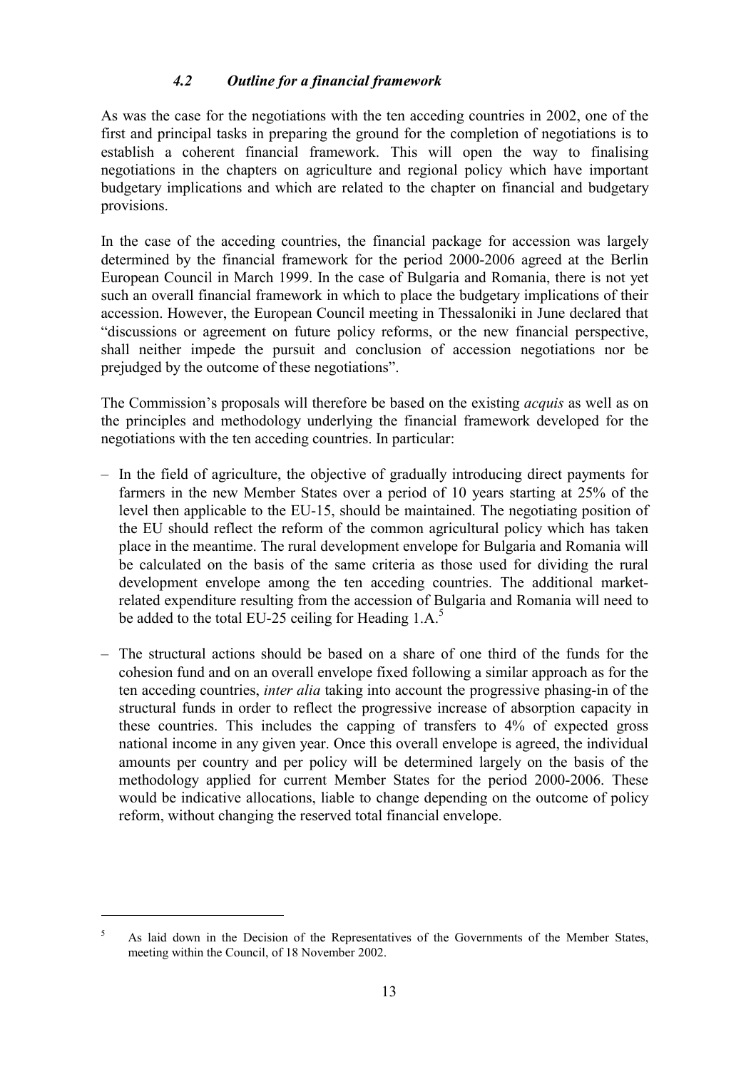### *4.2 Outline for a financial framework*

As was the case for the negotiations with the ten acceding countries in 2002, one of the first and principal tasks in preparing the ground for the completion of negotiations is to establish a coherent financial framework. This will open the way to finalising negotiations in the chapters on agriculture and regional policy which have important budgetary implications and which are related to the chapter on financial and budgetary provisions.

In the case of the acceding countries, the financial package for accession was largely determined by the financial framework for the period 2000-2006 agreed at the Berlin European Council in March 1999. In the case of Bulgaria and Romania, there is not yet such an overall financial framework in which to place the budgetary implications of their accession. However, the European Council meeting in Thessaloniki in June declared that "discussions or agreement on future policy reforms, or the new financial perspective, shall neither impede the pursuit and conclusion of accession negotiations nor be prejudged by the outcome of these negotiations".

The Commission's proposals will therefore be based on the existing *acquis* as well as on the principles and methodology underlying the financial framework developed for the negotiations with the ten acceding countries. In particular:

- In the field of agriculture, the objective of gradually introducing direct payments for farmers in the new Member States over a period of 10 years starting at 25% of the level then applicable to the EU-15, should be maintained. The negotiating position of the EU should reflect the reform of the common agricultural policy which has taken place in the meantime. The rural development envelope for Bulgaria and Romania will be calculated on the basis of the same criteria as those used for dividing the rural development envelope among the ten acceding countries. The additional market-related expenditure resulting from the accession of Bulgaria and Romania will need to be added to the total EU-25 ceiling for Heading 1.A.[5]

- The structural actions should be based on a share of one third of the funds for the cohesion fund and on an overall envelope fixed following a similar approach as for the ten acceding countries, *inter alia* taking into account the progressive phasing-in of the structural funds in order to reflect the progressive increase of absorption capacity in these countries. This includes the capping of transfers to 4% of expected gross national income in any given year. Once this overall envelope is agreed, the individual amounts per country and per policy will be determined largely on the basis of the methodology applied for current Member States for the period 2000-2006. These would be indicative allocations, liable to change depending on the outcome of policy reform, without changing the reserved total financial envelope.

---

[5] As laid down in the Decision of the Representatives of the Governments of the Member States, meeting within the Council, of 18 November 2002.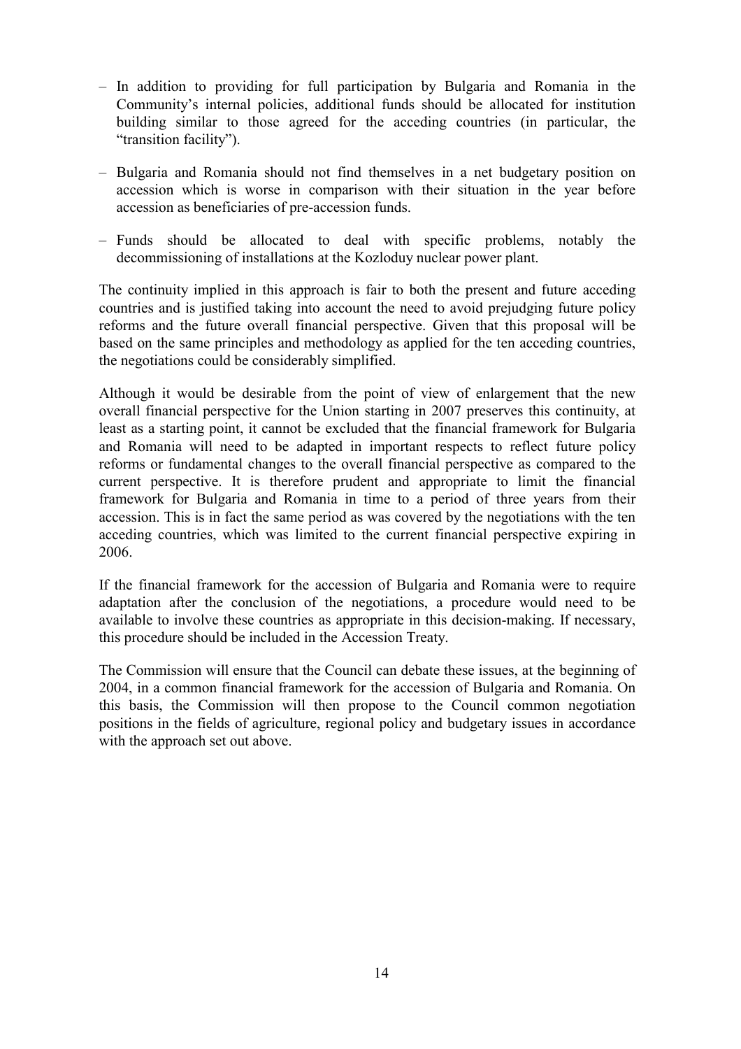- In addition to providing for full participation by Bulgaria and Romania in the Community's internal policies, additional funds should be allocated for institution building similar to those agreed for the acceding countries (in particular, the "transition facility").
- Bulgaria and Romania should not find themselves in a net budgetary position on accession which is worse in comparison with their situation in the year before accession as beneficiaries of pre-accession funds.
- Funds should be allocated to deal with specific problems, notably the decommissioning of installations at the Kozloduy nuclear power plant.

The continuity implied in this approach is fair to both the present and future acceding countries and is justified taking into account the need to avoid prejudging future policy reforms and the future overall financial perspective. Given that this proposal will be based on the same principles and methodology as applied for the ten acceding countries, the negotiations could be considerably simplified.

Although it would be desirable from the point of view of enlargement that the new overall financial perspective for the Union starting in 2007 preserves this continuity, at least as a starting point, it cannot be excluded that the financial framework for Bulgaria and Romania will need to be adapted in important respects to reflect future policy reforms or fundamental changes to the overall financial perspective as compared to the current perspective. It is therefore prudent and appropriate to limit the financial framework for Bulgaria and Romania in time to a period of three years from their accession. This is in fact the same period as was covered by the negotiations with the ten acceding countries, which was limited to the current financial perspective expiring in 2006.

If the financial framework for the accession of Bulgaria and Romania were to require adaptation after the conclusion of the negotiations, a procedure would need to be available to involve these countries as appropriate in this decision-making. If necessary, this procedure should be included in the Accession Treaty.

The Commission will ensure that the Council can debate these issues, at the beginning of 2004, in a common financial framework for the accession of Bulgaria and Romania. On this basis, the Commission will then propose to the Council common negotiation positions in the fields of agriculture, regional policy and budgetary issues in accordance with the approach set out above.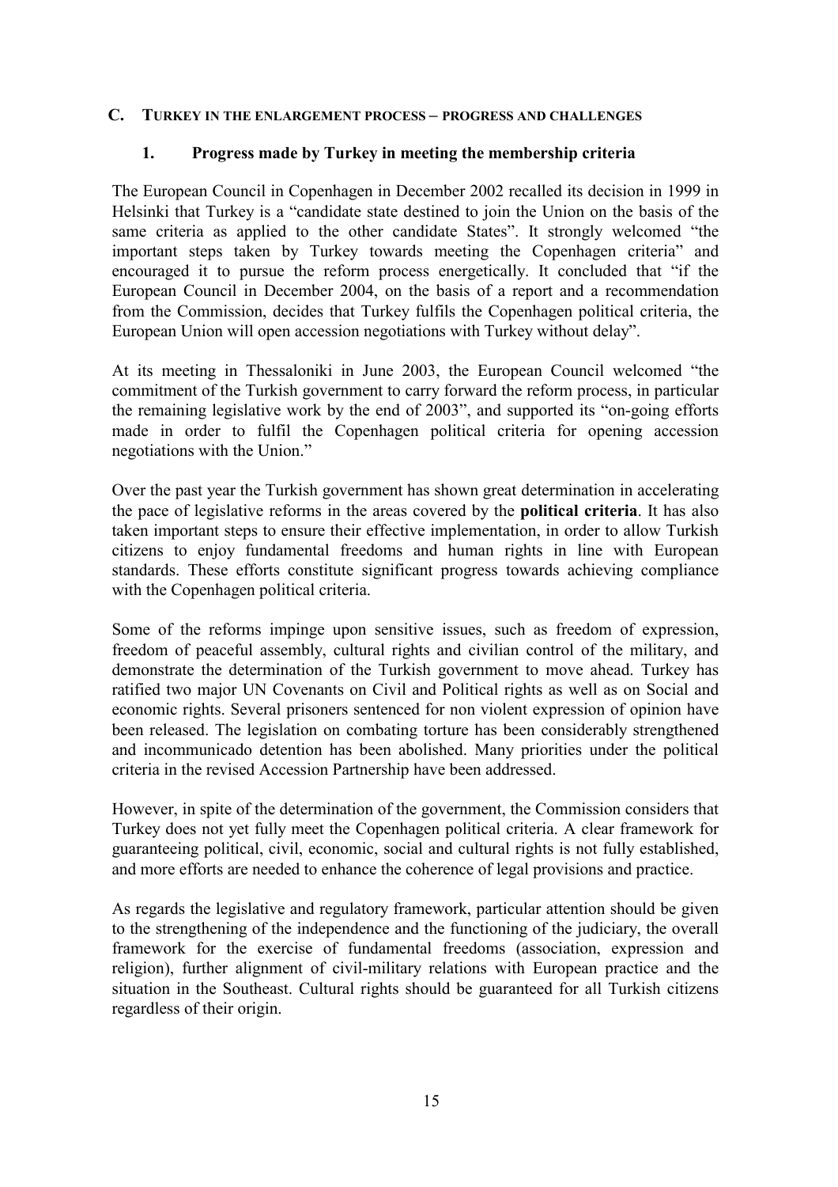## C. TURKEY IN THE ENLARGEMENT PROCESS – PROGRESS AND CHALLENGES

### 1. Progress made by Turkey in meeting the membership criteria

The European Council in Copenhagen in December 2002 recalled its decision in 1999 in Helsinki that Turkey is a "candidate state destined to join the Union on the basis of the same criteria as applied to the other candidate States". It strongly welcomed "the important steps taken by Turkey towards meeting the Copenhagen criteria" and encouraged it to pursue the reform process energetically. It concluded that "if the European Council in December 2004, on the basis of a report and a recommendation from the Commission, decides that Turkey fulfils the Copenhagen political criteria, the European Union will open accession negotiations with Turkey without delay".

At its meeting in Thessaloniki in June 2003, the European Council welcomed "the commitment of the Turkish government to carry forward the reform process, in particular the remaining legislative work by the end of 2003", and supported its "on-going efforts made in order to fulfil the Copenhagen political criteria for opening accession negotiations with the Union."

Over the past year the Turkish government has shown great determination in accelerating the pace of legislative reforms in the areas covered by the **political criteria**. It has also taken important steps to ensure their effective implementation, in order to allow Turkish citizens to enjoy fundamental freedoms and human rights in line with European standards. These efforts constitute significant progress towards achieving compliance with the Copenhagen political criteria.

Some of the reforms impinge upon sensitive issues, such as freedom of expression, freedom of peaceful assembly, cultural rights and civilian control of the military, and demonstrate the determination of the Turkish government to move ahead. Turkey has ratified two major UN Covenants on Civil and Political rights as well as on Social and economic rights. Several prisoners sentenced for non violent expression of opinion have been released. The legislation on combating torture has been considerably strengthened and incommunicado detention has been abolished. Many priorities under the political criteria in the revised Accession Partnership have been addressed.

However, in spite of the determination of the government, the Commission considers that Turkey does not yet fully meet the Copenhagen political criteria. A clear framework for guaranteeing political, civil, economic, social and cultural rights is not fully established, and more efforts are needed to enhance the coherence of legal provisions and practice.

As regards the legislative and regulatory framework, particular attention should be given to the strengthening of the independence and the functioning of the judiciary, the overall framework for the exercise of fundamental freedoms (association, expression and religion), further alignment of civil-military relations with European practice and the situation in the Southeast. Cultural rights should be guaranteed for all Turkish citizens regardless of their origin.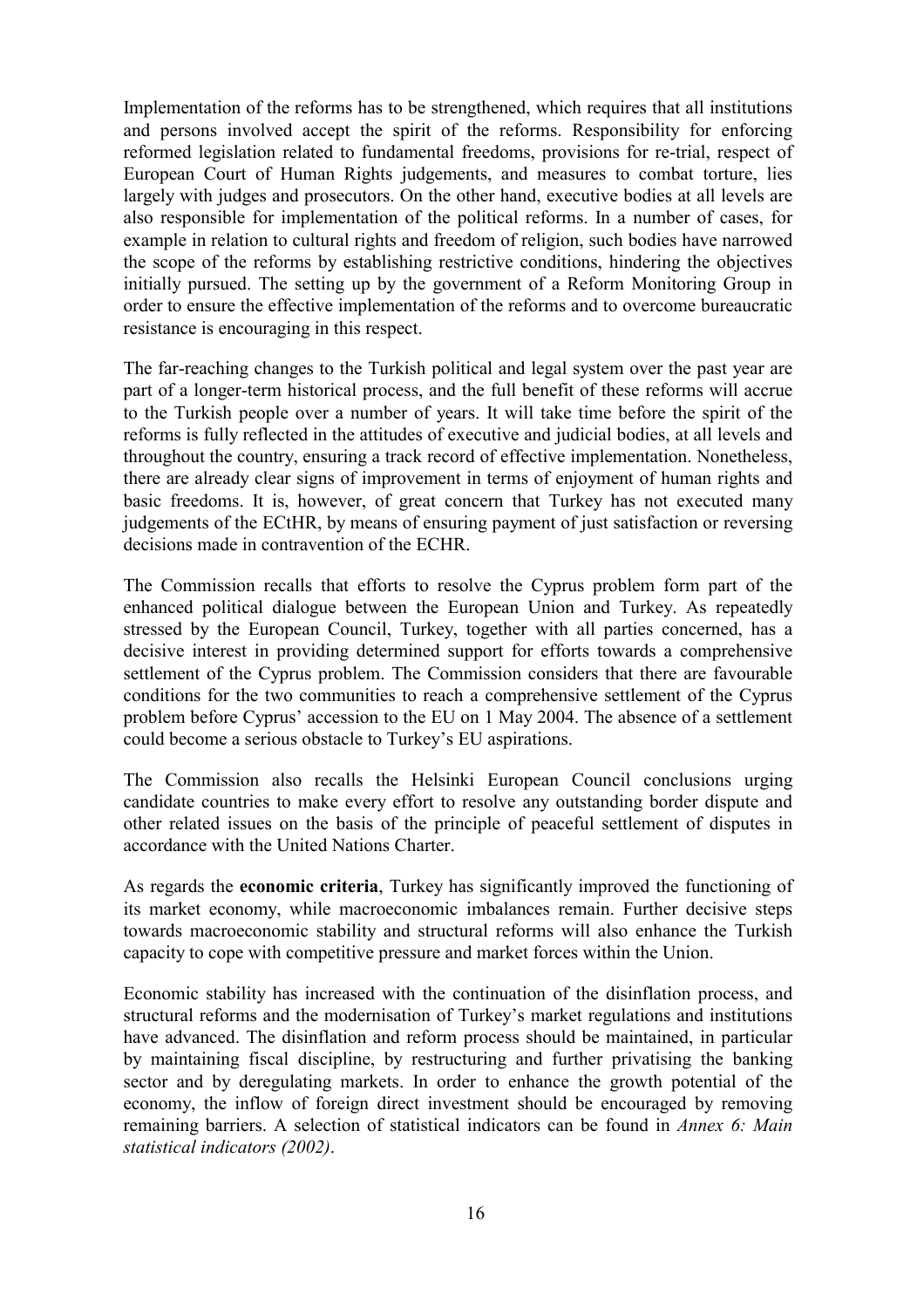Implementation of the reforms has to be strengthened, which requires that all institutions and persons involved accept the spirit of the reforms. Responsibility for enforcing reformed legislation related to fundamental freedoms, provisions for re-trial, respect of European Court of Human Rights judgements, and measures to combat torture, lies largely with judges and prosecutors. On the other hand, executive bodies at all levels are also responsible for implementation of the political reforms. In a number of cases, for example in relation to cultural rights and freedom of religion, such bodies have narrowed the scope of the reforms by establishing restrictive conditions, hindering the objectives initially pursued. The setting up by the government of a Reform Monitoring Group in order to ensure the effective implementation of the reforms and to overcome bureaucratic resistance is encouraging in this respect.

The far-reaching changes to the Turkish political and legal system over the past year are part of a longer-term historical process, and the full benefit of these reforms will accrue to the Turkish people over a number of years. It will take time before the spirit of the reforms is fully reflected in the attitudes of executive and judicial bodies, at all levels and throughout the country, ensuring a track record of effective implementation. Nonetheless, there are already clear signs of improvement in terms of enjoyment of human rights and basic freedoms. It is, however, of great concern that Turkey has not executed many judgements of the ECtHR, by means of ensuring payment of just satisfaction or reversing decisions made in contravention of the ECHR.

The Commission recalls that efforts to resolve the Cyprus problem form part of the enhanced political dialogue between the European Union and Turkey. As repeatedly stressed by the European Council, Turkey, together with all parties concerned, has a decisive interest in providing determined support for efforts towards a comprehensive settlement of the Cyprus problem. The Commission considers that there are favourable conditions for the two communities to reach a comprehensive settlement of the Cyprus problem before Cyprus' accession to the EU on 1 May 2004. The absence of a settlement could become a serious obstacle to Turkey's EU aspirations.

The Commission also recalls the Helsinki European Council conclusions urging candidate countries to make every effort to resolve any outstanding border dispute and other related issues on the basis of the principle of peaceful settlement of disputes in accordance with the United Nations Charter.

As regards the **economic criteria**, Turkey has significantly improved the functioning of its market economy, while macroeconomic imbalances remain. Further decisive steps towards macroeconomic stability and structural reforms will also enhance the Turkish capacity to cope with competitive pressure and market forces within the Union.

Economic stability has increased with the continuation of the disinflation process, and structural reforms and the modernisation of Turkey's market regulations and institutions have advanced. The disinflation and reform process should be maintained, in particular by maintaining fiscal discipline, by restructuring and further privatising the banking sector and by deregulating markets. In order to enhance the growth potential of the economy, the inflow of foreign direct investment should be encouraged by removing remaining barriers. A selection of statistical indicators can be found in *Annex 6: Main statistical indicators (2002)*.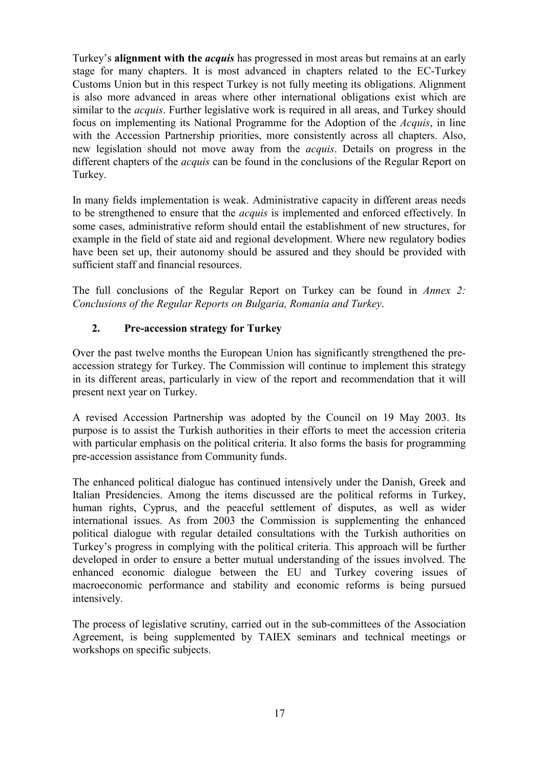Turkey's **alignment with the *acquis*** has progressed in most areas but remains at an early stage for many chapters. It is most advanced in chapters related to the EC-Turkey Customs Union but in this respect Turkey is not fully meeting its obligations. Alignment is also more advanced in areas where other international obligations exist which are similar to the *acquis*. Further legislative work is required in all areas, and Turkey should focus on implementing its National Programme for the Adoption of the *Acquis*, in line with the Accession Partnership priorities, more consistently across all chapters. Also, new legislation should not move away from the *acquis*. Details on progress in the different chapters of the *acquis* can be found in the conclusions of the Regular Report on Turkey.

In many fields implementation is weak. Administrative capacity in different areas needs to be strengthened to ensure that the *acquis* is implemented and enforced effectively. In some cases, administrative reform should entail the establishment of new structures, for example in the field of state aid and regional development. Where new regulatory bodies have been set up, their autonomy should be assured and they should be provided with sufficient staff and financial resources.

The full conclusions of the Regular Report on Turkey can be found in *Annex 2: Conclusions of the Regular Reports on Bulgaria, Romania and Turkey*.

## 2. Pre-accession strategy for Turkey

Over the past twelve months the European Union has significantly strengthened the pre-accession strategy for Turkey. The Commission will continue to implement this strategy in its different areas, particularly in view of the report and recommendation that it will present next year on Turkey.

A revised Accession Partnership was adopted by the Council on 19 May 2003. Its purpose is to assist the Turkish authorities in their efforts to meet the accession criteria with particular emphasis on the political criteria. It also forms the basis for programming pre-accession assistance from Community funds.

The enhanced political dialogue has continued intensively under the Danish, Greek and Italian Presidencies. Among the items discussed are the political reforms in Turkey, human rights, Cyprus, and the peaceful settlement of disputes, as well as wider international issues. As from 2003 the Commission is supplementing the enhanced political dialogue with regular detailed consultations with the Turkish authorities on Turkey's progress in complying with the political criteria. This approach will be further developed in order to ensure a better mutual understanding of the issues involved. The enhanced economic dialogue between the EU and Turkey covering issues of macroeconomic performance and stability and economic reforms is being pursued intensively.

The process of legislative scrutiny, carried out in the sub-committees of the Association Agreement, is being supplemented by TAIEX seminars and technical meetings or workshops on specific subjects.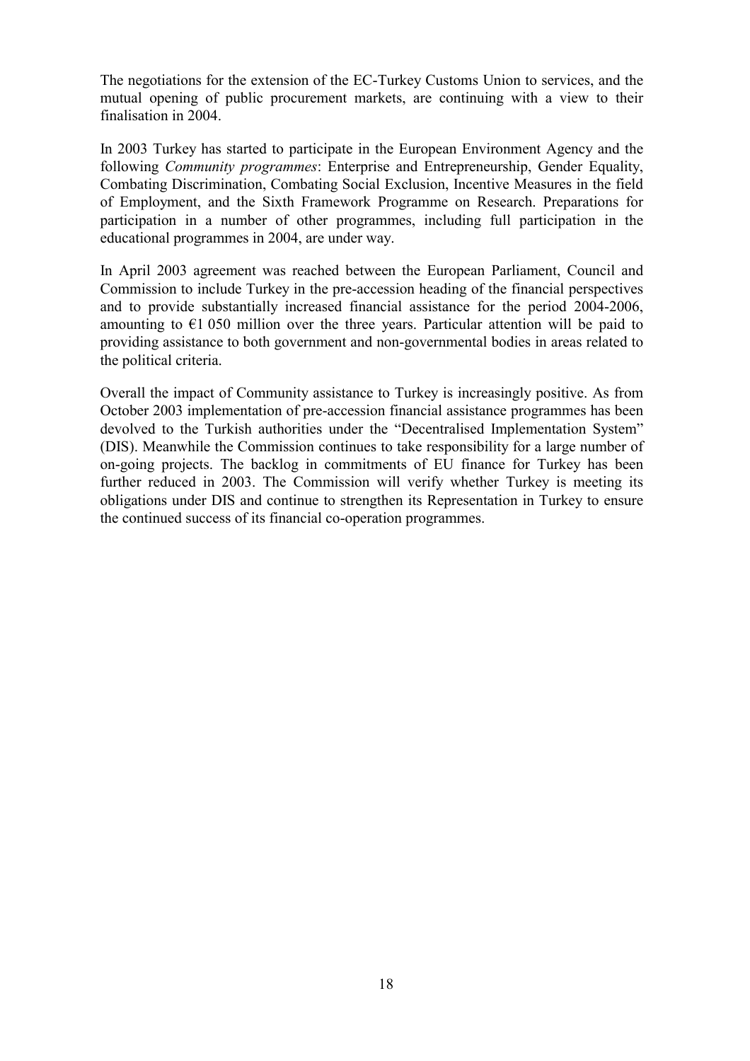The negotiations for the extension of the EC-Turkey Customs Union to services, and the mutual opening of public procurement markets, are continuing with a view to their finalisation in 2004.

In 2003 Turkey has started to participate in the European Environment Agency and the following *Community programmes*: Enterprise and Entrepreneurship, Gender Equality, Combating Discrimination, Combating Social Exclusion, Incentive Measures in the field of Employment, and the Sixth Framework Programme on Research. Preparations for participation in a number of other programmes, including full participation in the educational programmes in 2004, are under way.

In April 2003 agreement was reached between the European Parliament, Council and Commission to include Turkey in the pre-accession heading of the financial perspectives and to provide substantially increased financial assistance for the period 2004-2006, amounting to €1 050 million over the three years. Particular attention will be paid to providing assistance to both government and non-governmental bodies in areas related to the political criteria.

Overall the impact of Community assistance to Turkey is increasingly positive. As from October 2003 implementation of pre-accession financial assistance programmes has been devolved to the Turkish authorities under the "Decentralised Implementation System" (DIS). Meanwhile the Commission continues to take responsibility for a large number of on-going projects. The backlog in commitments of EU finance for Turkey has been further reduced in 2003. The Commission will verify whether Turkey is meeting its obligations under DIS and continue to strengthen its Representation in Turkey to ensure the continued success of its financial co-operation programmes.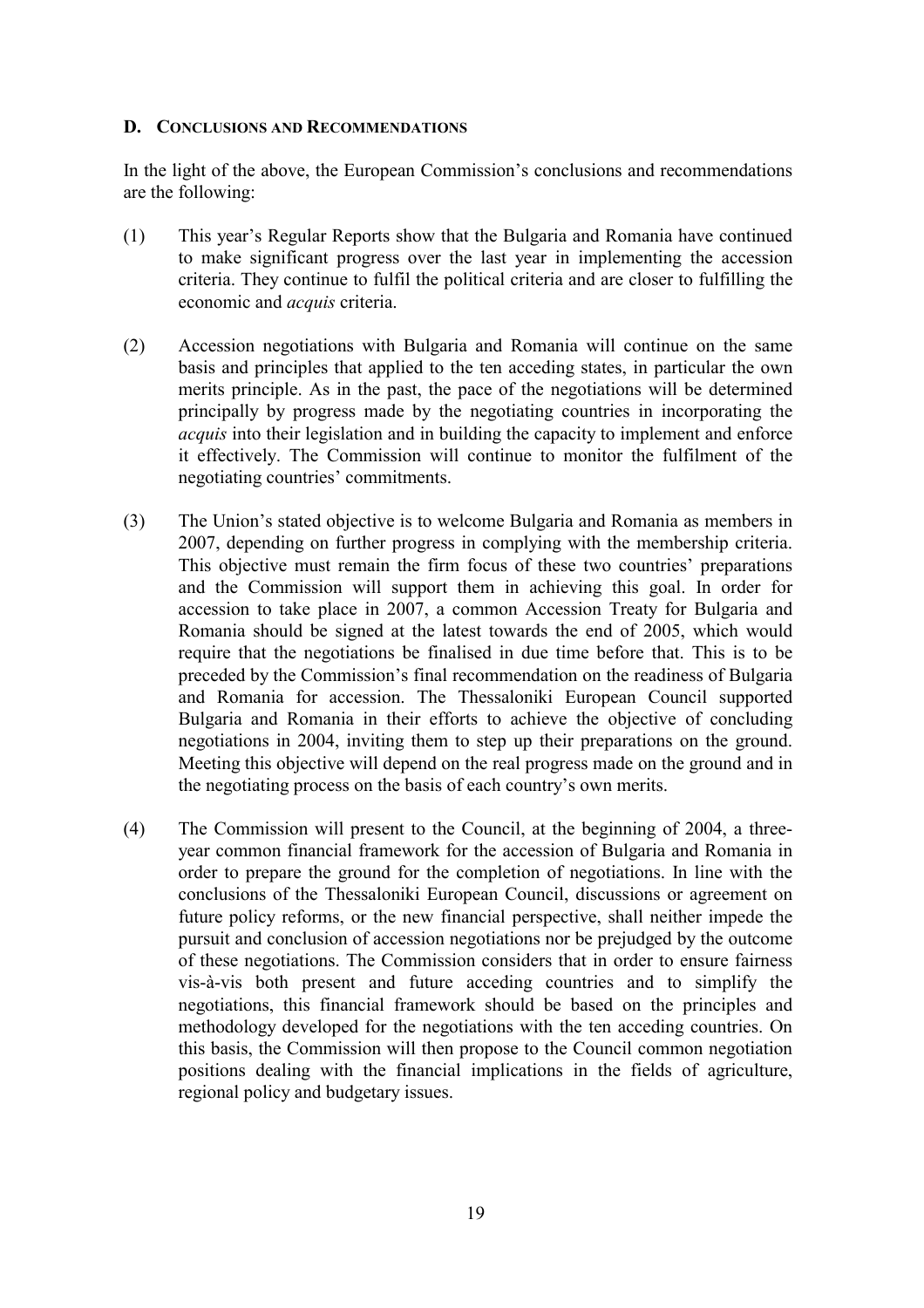## D. CONCLUSIONS AND RECOMMENDATIONS

In the light of the above, the European Commission's conclusions and recommendations are the following:

(1) This year's Regular Reports show that the Bulgaria and Romania have continued to make significant progress over the last year in implementing the accession criteria. They continue to fulfil the political criteria and are closer to fulfilling the economic and *acquis* criteria.

(2) Accession negotiations with Bulgaria and Romania will continue on the same basis and principles that applied to the ten acceding states, in particular the own merits principle. As in the past, the pace of the negotiations will be determined principally by progress made by the negotiating countries in incorporating the *acquis* into their legislation and in building the capacity to implement and enforce it effectively. The Commission will continue to monitor the fulfilment of the negotiating countries' commitments.

(3) The Union's stated objective is to welcome Bulgaria and Romania as members in 2007, depending on further progress in complying with the membership criteria. This objective must remain the firm focus of these two countries' preparations and the Commission will support them in achieving this goal. In order for accession to take place in 2007, a common Accession Treaty for Bulgaria and Romania should be signed at the latest towards the end of 2005, which would require that the negotiations be finalised in due time before that. This is to be preceded by the Commission's final recommendation on the readiness of Bulgaria and Romania for accession. The Thessaloniki European Council supported Bulgaria and Romania in their efforts to achieve the objective of concluding negotiations in 2004, inviting them to step up their preparations on the ground. Meeting this objective will depend on the real progress made on the ground and in the negotiating process on the basis of each country's own merits.

(4) The Commission will present to the Council, at the beginning of 2004, a three-year common financial framework for the accession of Bulgaria and Romania in order to prepare the ground for the completion of negotiations. In line with the conclusions of the Thessaloniki European Council, discussions or agreement on future policy reforms, or the new financial perspective, shall neither impede the pursuit and conclusion of accession negotiations nor be prejudged by the outcome of these negotiations. The Commission considers that in order to ensure fairness vis-à-vis both present and future acceding countries and to simplify the negotiations, this financial framework should be based on the principles and methodology developed for the negotiations with the ten acceding countries. On this basis, the Commission will then propose to the Council common negotiation positions dealing with the financial implications in the fields of agriculture, regional policy and budgetary issues.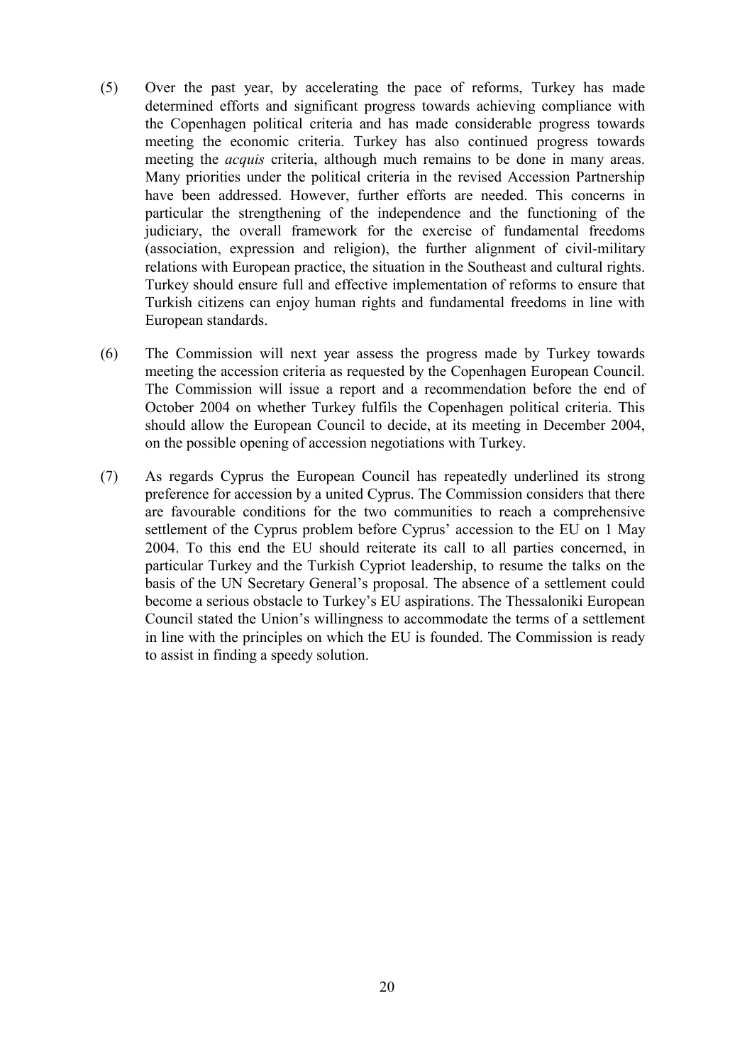(5) Over the past year, by accelerating the pace of reforms, Turkey has made determined efforts and significant progress towards achieving compliance with the Copenhagen political criteria and has made considerable progress towards meeting the economic criteria. Turkey has also continued progress towards meeting the *acquis* criteria, although much remains to be done in many areas. Many priorities under the political criteria in the revised Accession Partnership have been addressed. However, further efforts are needed. This concerns in particular the strengthening of the independence and the functioning of the judiciary, the overall framework for the exercise of fundamental freedoms (association, expression and religion), the further alignment of civil-military relations with European practice, the situation in the Southeast and cultural rights. Turkey should ensure full and effective implementation of reforms to ensure that Turkish citizens can enjoy human rights and fundamental freedoms in line with European standards.

(6) The Commission will next year assess the progress made by Turkey towards meeting the accession criteria as requested by the Copenhagen European Council. The Commission will issue a report and a recommendation before the end of October 2004 on whether Turkey fulfils the Copenhagen political criteria. This should allow the European Council to decide, at its meeting in December 2004, on the possible opening of accession negotiations with Turkey.

(7) As regards Cyprus the European Council has repeatedly underlined its strong preference for accession by a united Cyprus. The Commission considers that there are favourable conditions for the two communities to reach a comprehensive settlement of the Cyprus problem before Cyprus' accession to the EU on 1 May 2004. To this end the EU should reiterate its call to all parties concerned, in particular Turkey and the Turkish Cypriot leadership, to resume the talks on the basis of the UN Secretary General's proposal. The absence of a settlement could become a serious obstacle to Turkey's EU aspirations. The Thessaloniki European Council stated the Union's willingness to accommodate the terms of a settlement in line with the principles on which the EU is founded. The Commission is ready to assist in finding a speedy solution.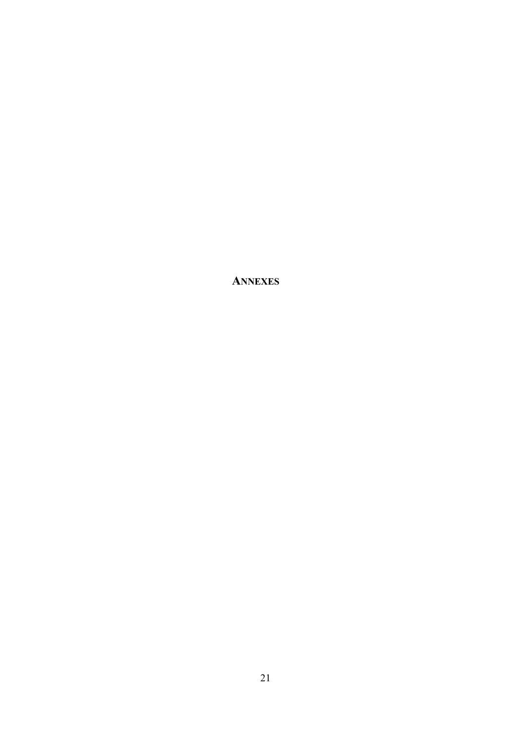# ANNEXES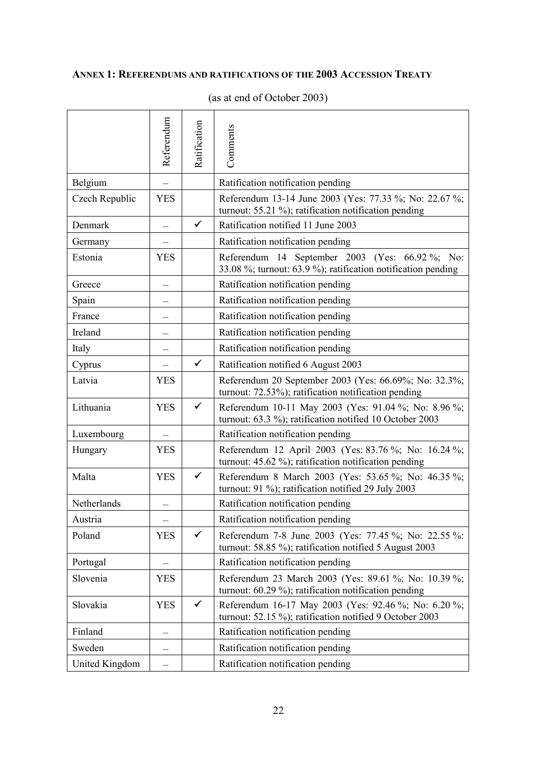## ANNEX 1: REFERENDUMS AND RATIFICATIONS OF THE 2003 ACCESSION TREATY

(as at end of October 2003)

| | Referendum | Ratification | Comments |
|---|---|---|---|
| Belgium | – | | Ratification notification pending |
| Czech Republic | YES | | Referendum 13-14 June 2003 (Yes: 77.33 %; No: 22.67 %; turnout: 55.21 %); ratification notification pending |
| Denmark | – | ✓ | Ratification notified 11 June 2003 |
| Germany | – | | Ratification notification pending |
| Estonia | YES | | Referendum 14 September 2003 (Yes: 66.92 %; No: 33.08 %; turnout: 63.9 %); ratification notification pending |
| Greece | – | | Ratification notification pending |
| Spain | – | | Ratification notification pending |
| France | – | | Ratification notification pending |
| Ireland | – | | Ratification notification pending |
| Italy | – | | Ratification notification pending |
| Cyprus | – | ✓ | Ratification notified 6 August 2003 |
| Latvia | YES | | Referendum 20 September 2003 (Yes: 66.69%; No: 32.3%; turnout: 72.53%); ratification notification pending |
| Lithuania | YES | ✓ | Referendum 10-11 May 2003 (Yes: 91.04 %; No: 8.96 %; turnout: 63.3 %); ratification notified 10 October 2003 |
| Luxembourg | – | | Ratification notification pending |
| Hungary | YES | | Referendum 12 April 2003 (Yes: 83.76 %; No: 16.24 %; turnout: 45.62 %); ratification notification pending |
| Malta | YES | ✓ | Referendum 8 March 2003 (Yes: 53.65 %; No: 46.35 %; turnout: 91 %); ratification notified 29 July 2003 |
| Netherlands | – | | Ratification notification pending |
| Austria | – | | Ratification notification pending |
| Poland | YES | ✓ | Referendum 7-8 June 2003 (Yes: 77.45 %; No: 22.55 %: turnout: 58.85 %); ratification notified 5 August 2003 |
| Portugal | – | | Ratification notification pending |
| Slovenia | YES | | Referendum 23 March 2003 (Yes: 89.61 %; No: 10.39 %; turnout: 60.29 %); ratification notification pending |
| Slovakia | YES | ✓ | Referendum 16-17 May 2003 (Yes: 92.46 %; No: 6.20 %; turnout: 52.15 %); ratification notified 9 October 2003 |
| Finland | – | | Ratification notification pending |
| Sweden | – | | Ratification notification pending |
| United Kingdom | – | | Ratification notification pending |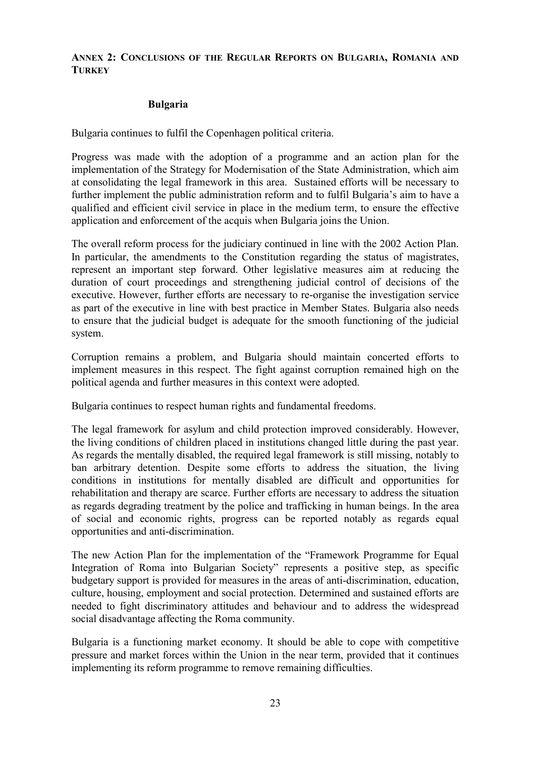## ANNEX 2: CONCLUSIONS OF THE REGULAR REPORTS ON BULGARIA, ROMANIA AND TURKEY

### Bulgaria

Bulgaria continues to fulfil the Copenhagen political criteria.

Progress was made with the adoption of a programme and an action plan for the implementation of the Strategy for Modernisation of the State Administration, which aim at consolidating the legal framework in this area. Sustained efforts will be necessary to further implement the public administration reform and to fulfil Bulgaria's aim to have a qualified and efficient civil service in place in the medium term, to ensure the effective application and enforcement of the acquis when Bulgaria joins the Union.

The overall reform process for the judiciary continued in line with the 2002 Action Plan. In particular, the amendments to the Constitution regarding the status of magistrates, represent an important step forward. Other legislative measures aim at reducing the duration of court proceedings and strengthening judicial control of decisions of the executive. However, further efforts are necessary to re-organise the investigation service as part of the executive in line with best practice in Member States. Bulgaria also needs to ensure that the judicial budget is adequate for the smooth functioning of the judicial system.

Corruption remains a problem, and Bulgaria should maintain concerted efforts to implement measures in this respect. The fight against corruption remained high on the political agenda and further measures in this context were adopted.

Bulgaria continues to respect human rights and fundamental freedoms.

The legal framework for asylum and child protection improved considerably. However, the living conditions of children placed in institutions changed little during the past year. As regards the mentally disabled, the required legal framework is still missing, notably to ban arbitrary detention. Despite some efforts to address the situation, the living conditions in institutions for mentally disabled are difficult and opportunities for rehabilitation and therapy are scarce. Further efforts are necessary to address the situation as regards degrading treatment by the police and trafficking in human beings. In the area of social and economic rights, progress can be reported notably as regards equal opportunities and anti-discrimination.

The new Action Plan for the implementation of the "Framework Programme for Equal Integration of Roma into Bulgarian Society" represents a positive step, as specific budgetary support is provided for measures in the areas of anti-discrimination, education, culture, housing, employment and social protection. Determined and sustained efforts are needed to fight discriminatory attitudes and behaviour and to address the widespread social disadvantage affecting the Roma community.

Bulgaria is a functioning market economy. It should be able to cope with competitive pressure and market forces within the Union in the near term, provided that it continues implementing its reform programme to remove remaining difficulties.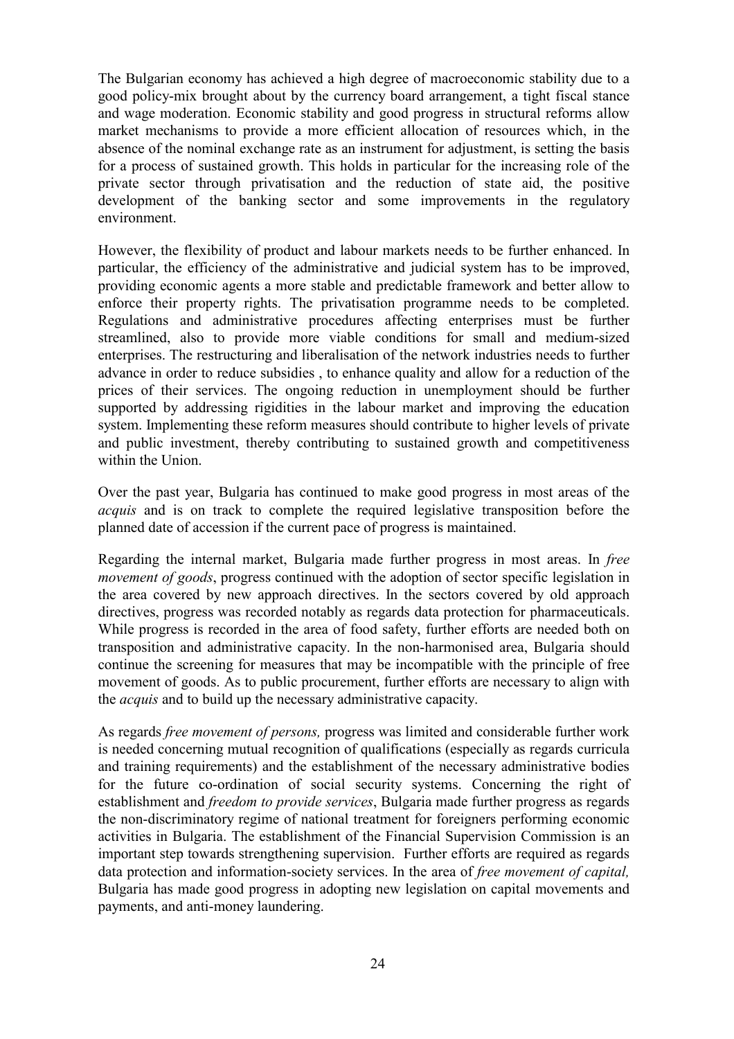The Bulgarian economy has achieved a high degree of macroeconomic stability due to a good policy-mix brought about by the currency board arrangement, a tight fiscal stance and wage moderation. Economic stability and good progress in structural reforms allow market mechanisms to provide a more efficient allocation of resources which, in the absence of the nominal exchange rate as an instrument for adjustment, is setting the basis for a process of sustained growth. This holds in particular for the increasing role of the private sector through privatisation and the reduction of state aid, the positive development of the banking sector and some improvements in the regulatory environment.

However, the flexibility of product and labour markets needs to be further enhanced. In particular, the efficiency of the administrative and judicial system has to be improved, providing economic agents a more stable and predictable framework and better allow to enforce their property rights. The privatisation programme needs to be completed. Regulations and administrative procedures affecting enterprises must be further streamlined, also to provide more viable conditions for small and medium-sized enterprises. The restructuring and liberalisation of the network industries needs to further advance in order to reduce subsidies , to enhance quality and allow for a reduction of the prices of their services. The ongoing reduction in unemployment should be further supported by addressing rigidities in the labour market and improving the education system. Implementing these reform measures should contribute to higher levels of private and public investment, thereby contributing to sustained growth and competitiveness within the Union.

Over the past year, Bulgaria has continued to make good progress in most areas of the *acquis* and is on track to complete the required legislative transposition before the planned date of accession if the current pace of progress is maintained.

Regarding the internal market, Bulgaria made further progress in most areas. In *free movement of goods*, progress continued with the adoption of sector specific legislation in the area covered by new approach directives. In the sectors covered by old approach directives, progress was recorded notably as regards data protection for pharmaceuticals. While progress is recorded in the area of food safety, further efforts are needed both on transposition and administrative capacity. In the non-harmonised area, Bulgaria should continue the screening for measures that may be incompatible with the principle of free movement of goods. As to public procurement, further efforts are necessary to align with the *acquis* and to build up the necessary administrative capacity.

As regards *free movement of persons,* progress was limited and considerable further work is needed concerning mutual recognition of qualifications (especially as regards curricula and training requirements) and the establishment of the necessary administrative bodies for the future co-ordination of social security systems. Concerning the right of establishment and *freedom to provide services*, Bulgaria made further progress as regards the non-discriminatory regime of national treatment for foreigners performing economic activities in Bulgaria. The establishment of the Financial Supervision Commission is an important step towards strengthening supervision. Further efforts are required as regards data protection and information-society services. In the area of *free movement of capital,* Bulgaria has made good progress in adopting new legislation on capital movements and payments, and anti-money laundering.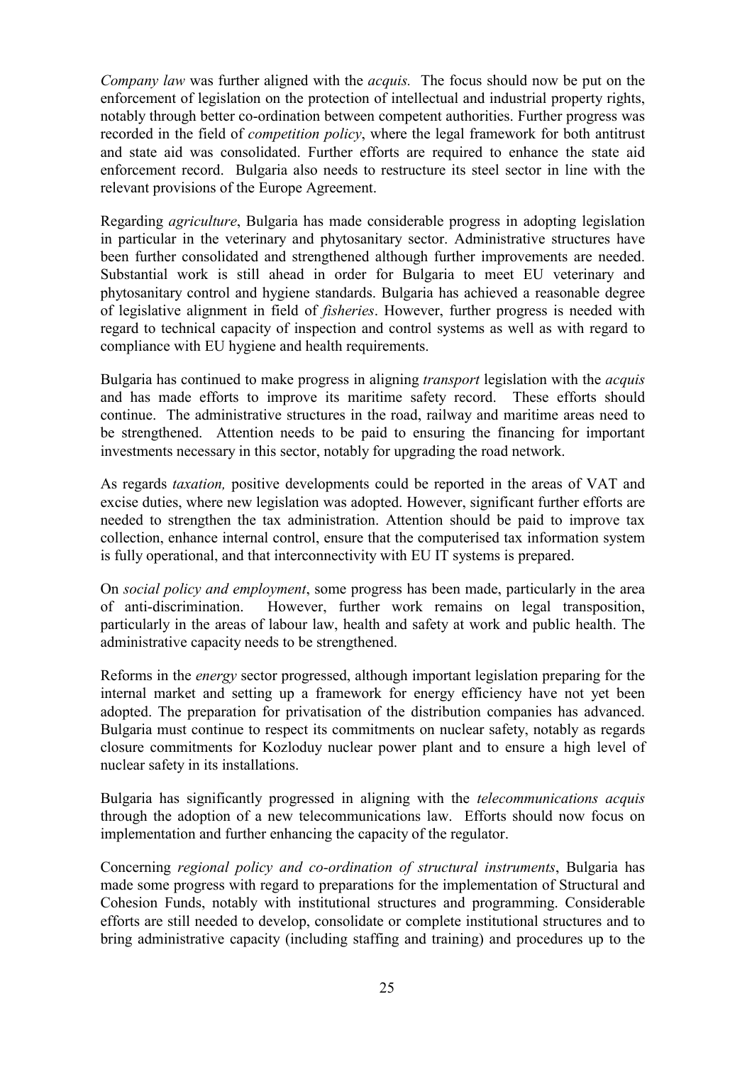*Company law* was further aligned with the *acquis.* The focus should now be put on the enforcement of legislation on the protection of intellectual and industrial property rights, notably through better co-ordination between competent authorities. Further progress was recorded in the field of *competition policy*, where the legal framework for both antitrust and state aid was consolidated. Further efforts are required to enhance the state aid enforcement record. Bulgaria also needs to restructure its steel sector in line with the relevant provisions of the Europe Agreement.

Regarding *agriculture*, Bulgaria has made considerable progress in adopting legislation in particular in the veterinary and phytosanitary sector. Administrative structures have been further consolidated and strengthened although further improvements are needed. Substantial work is still ahead in order for Bulgaria to meet EU veterinary and phytosanitary control and hygiene standards. Bulgaria has achieved a reasonable degree of legislative alignment in field of *fisheries*. However, further progress is needed with regard to technical capacity of inspection and control systems as well as with regard to compliance with EU hygiene and health requirements.

Bulgaria has continued to make progress in aligning *transport* legislation with the *acquis* and has made efforts to improve its maritime safety record. These efforts should continue. The administrative structures in the road, railway and maritime areas need to be strengthened. Attention needs to be paid to ensuring the financing for important investments necessary in this sector, notably for upgrading the road network.

As regards *taxation,* positive developments could be reported in the areas of VAT and excise duties, where new legislation was adopted. However, significant further efforts are needed to strengthen the tax administration. Attention should be paid to improve tax collection, enhance internal control, ensure that the computerised tax information system is fully operational, and that interconnectivity with EU IT systems is prepared.

On *social policy and employment*, some progress has been made, particularly in the area of anti-discrimination. However, further work remains on legal transposition, particularly in the areas of labour law, health and safety at work and public health. The administrative capacity needs to be strengthened.

Reforms in the *energy* sector progressed, although important legislation preparing for the internal market and setting up a framework for energy efficiency have not yet been adopted. The preparation for privatisation of the distribution companies has advanced. Bulgaria must continue to respect its commitments on nuclear safety, notably as regards closure commitments for Kozloduy nuclear power plant and to ensure a high level of nuclear safety in its installations.

Bulgaria has significantly progressed in aligning with the *telecommunications acquis* through the adoption of a new telecommunications law. Efforts should now focus on implementation and further enhancing the capacity of the regulator.

Concerning *regional policy and co-ordination of structural instruments*, Bulgaria has made some progress with regard to preparations for the implementation of Structural and Cohesion Funds, notably with institutional structures and programming. Considerable efforts are still needed to develop, consolidate or complete institutional structures and to bring administrative capacity (including staffing and training) and procedures up to the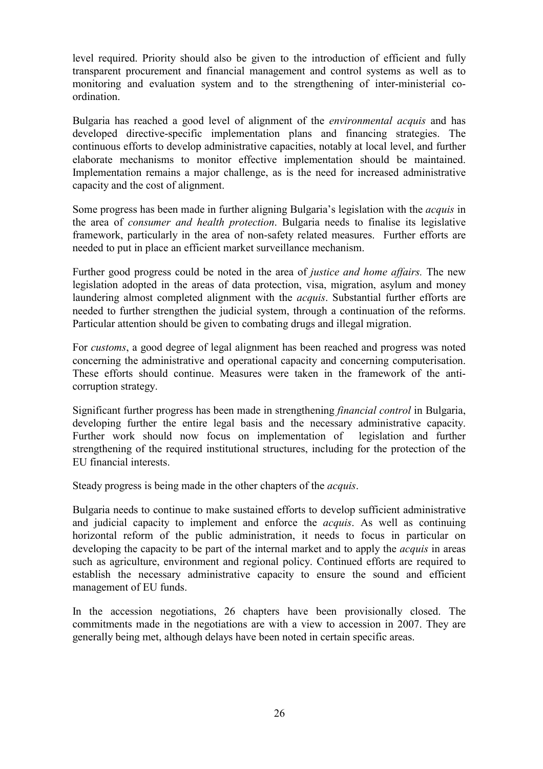level required. Priority should also be given to the introduction of efficient and fully transparent procurement and financial management and control systems as well as to monitoring and evaluation system and to the strengthening of inter-ministerial co-ordination.

Bulgaria has reached a good level of alignment of the *environmental acquis* and has developed directive-specific implementation plans and financing strategies. The continuous efforts to develop administrative capacities, notably at local level, and further elaborate mechanisms to monitor effective implementation should be maintained. Implementation remains a major challenge, as is the need for increased administrative capacity and the cost of alignment.

Some progress has been made in further aligning Bulgaria's legislation with the *acquis* in the area of *consumer and health protection*. Bulgaria needs to finalise its legislative framework, particularly in the area of non-safety related measures. Further efforts are needed to put in place an efficient market surveillance mechanism.

Further good progress could be noted in the area of *justice and home affairs.* The new legislation adopted in the areas of data protection, visa, migration, asylum and money laundering almost completed alignment with the *acquis*. Substantial further efforts are needed to further strengthen the judicial system, through a continuation of the reforms. Particular attention should be given to combating drugs and illegal migration.

For *customs*, a good degree of legal alignment has been reached and progress was noted concerning the administrative and operational capacity and concerning computerisation. These efforts should continue. Measures were taken in the framework of the anti-corruption strategy.

Significant further progress has been made in strengthening *financial control* in Bulgaria, developing further the entire legal basis and the necessary administrative capacity. Further work should now focus on implementation of legislation and further strengthening of the required institutional structures, including for the protection of the EU financial interests.

Steady progress is being made in the other chapters of the *acquis*.

Bulgaria needs to continue to make sustained efforts to develop sufficient administrative and judicial capacity to implement and enforce the *acquis*. As well as continuing horizontal reform of the public administration, it needs to focus in particular on developing the capacity to be part of the internal market and to apply the *acquis* in areas such as agriculture, environment and regional policy. Continued efforts are required to establish the necessary administrative capacity to ensure the sound and efficient management of EU funds.

In the accession negotiations, 26 chapters have been provisionally closed. The commitments made in the negotiations are with a view to accession in 2007. They are generally being met, although delays have been noted in certain specific areas.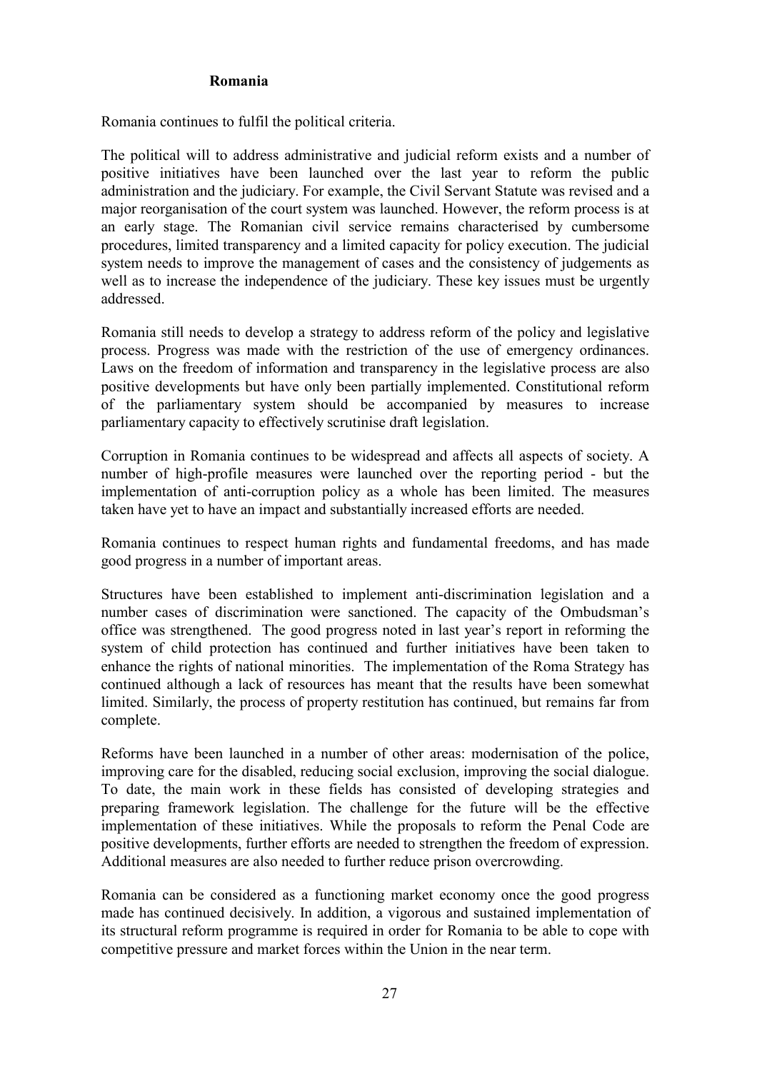### Romania

Romania continues to fulfil the political criteria.

The political will to address administrative and judicial reform exists and a number of positive initiatives have been launched over the last year to reform the public administration and the judiciary. For example, the Civil Servant Statute was revised and a major reorganisation of the court system was launched. However, the reform process is at an early stage. The Romanian civil service remains characterised by cumbersome procedures, limited transparency and a limited capacity for policy execution. The judicial system needs to improve the management of cases and the consistency of judgements as well as to increase the independence of the judiciary. These key issues must be urgently addressed.

Romania still needs to develop a strategy to address reform of the policy and legislative process. Progress was made with the restriction of the use of emergency ordinances. Laws on the freedom of information and transparency in the legislative process are also positive developments but have only been partially implemented. Constitutional reform of the parliamentary system should be accompanied by measures to increase parliamentary capacity to effectively scrutinise draft legislation.

Corruption in Romania continues to be widespread and affects all aspects of society. A number of high-profile measures were launched over the reporting period - but the implementation of anti-corruption policy as a whole has been limited. The measures taken have yet to have an impact and substantially increased efforts are needed.

Romania continues to respect human rights and fundamental freedoms, and has made good progress in a number of important areas.

Structures have been established to implement anti-discrimination legislation and a number cases of discrimination were sanctioned. The capacity of the Ombudsman's office was strengthened. The good progress noted in last year's report in reforming the system of child protection has continued and further initiatives have been taken to enhance the rights of national minorities. The implementation of the Roma Strategy has continued although a lack of resources has meant that the results have been somewhat limited. Similarly, the process of property restitution has continued, but remains far from complete.

Reforms have been launched in a number of other areas: modernisation of the police, improving care for the disabled, reducing social exclusion, improving the social dialogue. To date, the main work in these fields has consisted of developing strategies and preparing framework legislation. The challenge for the future will be the effective implementation of these initiatives. While the proposals to reform the Penal Code are positive developments, further efforts are needed to strengthen the freedom of expression. Additional measures are also needed to further reduce prison overcrowding.

Romania can be considered as a functioning market economy once the good progress made has continued decisively. In addition, a vigorous and sustained implementation of its structural reform programme is required in order for Romania to be able to cope with competitive pressure and market forces within the Union in the near term.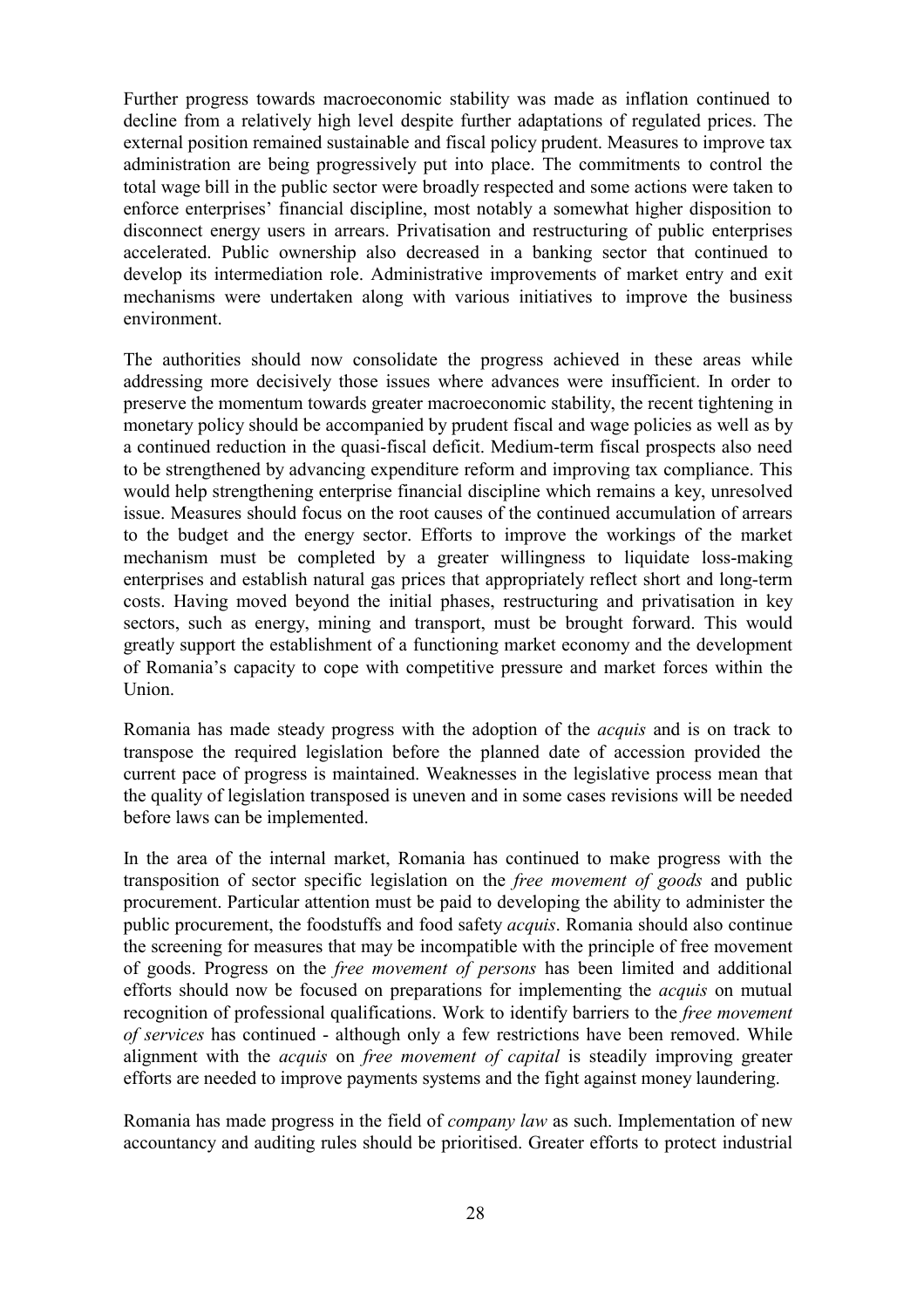Further progress towards macroeconomic stability was made as inflation continued to decline from a relatively high level despite further adaptations of regulated prices. The external position remained sustainable and fiscal policy prudent. Measures to improve tax administration are being progressively put into place. The commitments to control the total wage bill in the public sector were broadly respected and some actions were taken to enforce enterprises' financial discipline, most notably a somewhat higher disposition to disconnect energy users in arrears. Privatisation and restructuring of public enterprises accelerated. Public ownership also decreased in a banking sector that continued to develop its intermediation role. Administrative improvements of market entry and exit mechanisms were undertaken along with various initiatives to improve the business environment.

The authorities should now consolidate the progress achieved in these areas while addressing more decisively those issues where advances were insufficient. In order to preserve the momentum towards greater macroeconomic stability, the recent tightening in monetary policy should be accompanied by prudent fiscal and wage policies as well as by a continued reduction in the quasi-fiscal deficit. Medium-term fiscal prospects also need to be strengthened by advancing expenditure reform and improving tax compliance. This would help strengthening enterprise financial discipline which remains a key, unresolved issue. Measures should focus on the root causes of the continued accumulation of arrears to the budget and the energy sector. Efforts to improve the workings of the market mechanism must be completed by a greater willingness to liquidate loss-making enterprises and establish natural gas prices that appropriately reflect short and long-term costs. Having moved beyond the initial phases, restructuring and privatisation in key sectors, such as energy, mining and transport, must be brought forward. This would greatly support the establishment of a functioning market economy and the development of Romania's capacity to cope with competitive pressure and market forces within the Union.

Romania has made steady progress with the adoption of the *acquis* and is on track to transpose the required legislation before the planned date of accession provided the current pace of progress is maintained. Weaknesses in the legislative process mean that the quality of legislation transposed is uneven and in some cases revisions will be needed before laws can be implemented.

In the area of the internal market, Romania has continued to make progress with the transposition of sector specific legislation on the *free movement of goods* and public procurement. Particular attention must be paid to developing the ability to administer the public procurement, the foodstuffs and food safety *acquis*. Romania should also continue the screening for measures that may be incompatible with the principle of free movement of goods. Progress on the *free movement of persons* has been limited and additional efforts should now be focused on preparations for implementing the *acquis* on mutual recognition of professional qualifications. Work to identify barriers to the *free movement of services* has continued - although only a few restrictions have been removed. While alignment with the *acquis* on *free movement of capital* is steadily improving greater efforts are needed to improve payments systems and the fight against money laundering.

Romania has made progress in the field of *company law* as such. Implementation of new accountancy and auditing rules should be prioritised. Greater efforts to protect industrial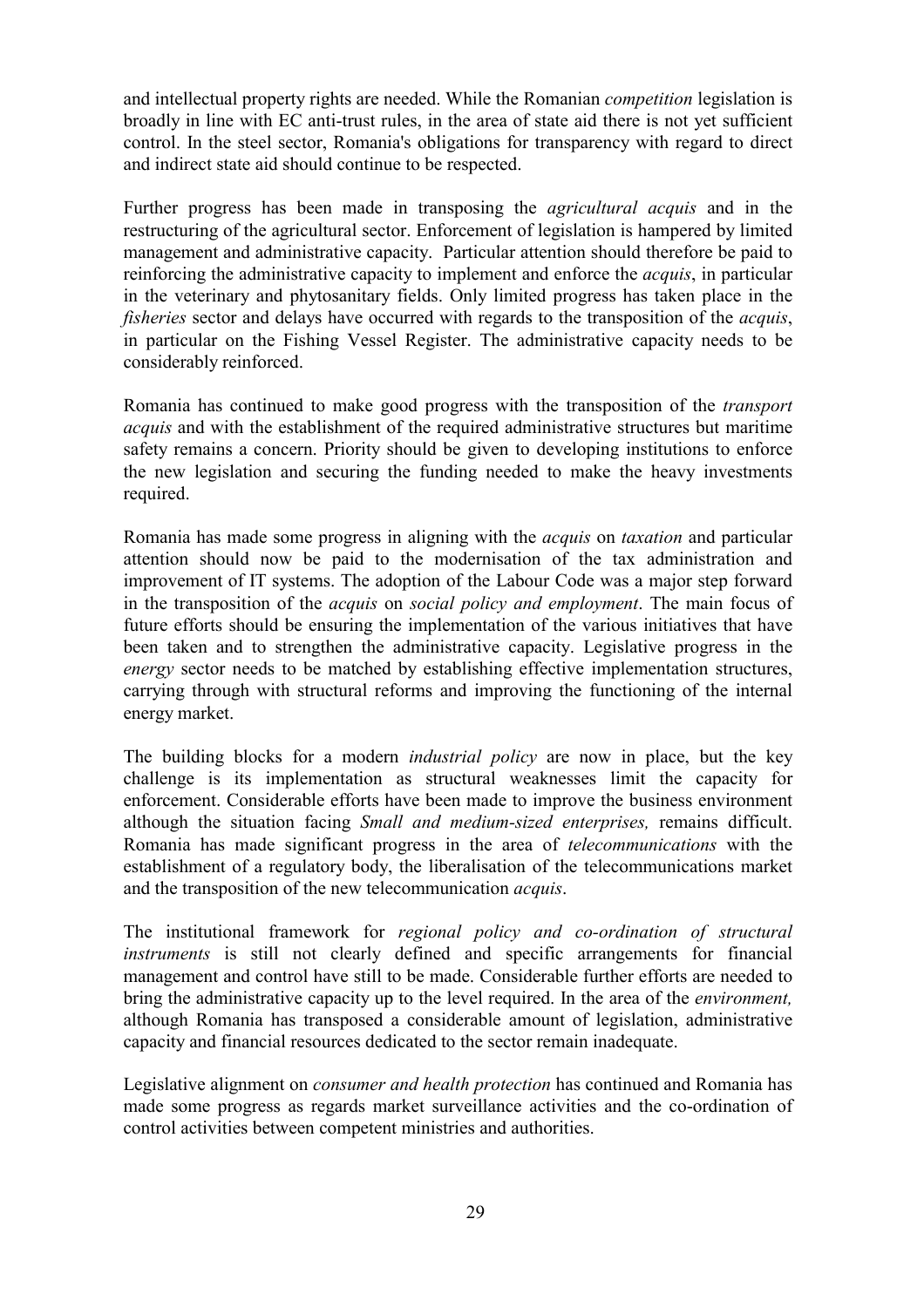and intellectual property rights are needed. While the Romanian *competition* legislation is broadly in line with EC anti-trust rules, in the area of state aid there is not yet sufficient control. In the steel sector, Romania's obligations for transparency with regard to direct and indirect state aid should continue to be respected.

Further progress has been made in transposing the *agricultural acquis* and in the restructuring of the agricultural sector. Enforcement of legislation is hampered by limited management and administrative capacity. Particular attention should therefore be paid to reinforcing the administrative capacity to implement and enforce the *acquis*, in particular in the veterinary and phytosanitary fields. Only limited progress has taken place in the *fisheries* sector and delays have occurred with regards to the transposition of the *acquis*, in particular on the Fishing Vessel Register. The administrative capacity needs to be considerably reinforced.

Romania has continued to make good progress with the transposition of the *transport acquis* and with the establishment of the required administrative structures but maritime safety remains a concern. Priority should be given to developing institutions to enforce the new legislation and securing the funding needed to make the heavy investments required.

Romania has made some progress in aligning with the *acquis* on *taxation* and particular attention should now be paid to the modernisation of the tax administration and improvement of IT systems. The adoption of the Labour Code was a major step forward in the transposition of the *acquis* on *social policy and employment*. The main focus of future efforts should be ensuring the implementation of the various initiatives that have been taken and to strengthen the administrative capacity. Legislative progress in the *energy* sector needs to be matched by establishing effective implementation structures, carrying through with structural reforms and improving the functioning of the internal energy market.

The building blocks for a modern *industrial policy* are now in place, but the key challenge is its implementation as structural weaknesses limit the capacity for enforcement. Considerable efforts have been made to improve the business environment although the situation facing *Small and medium-sized enterprises,* remains difficult. Romania has made significant progress in the area of *telecommunications* with the establishment of a regulatory body, the liberalisation of the telecommunications market and the transposition of the new telecommunication *acquis*.

The institutional framework for *regional policy and co-ordination of structural instruments* is still not clearly defined and specific arrangements for financial management and control have still to be made. Considerable further efforts are needed to bring the administrative capacity up to the level required. In the area of the *environment,* although Romania has transposed a considerable amount of legislation, administrative capacity and financial resources dedicated to the sector remain inadequate.

Legislative alignment on *consumer and health protection* has continued and Romania has made some progress as regards market surveillance activities and the co-ordination of control activities between competent ministries and authorities.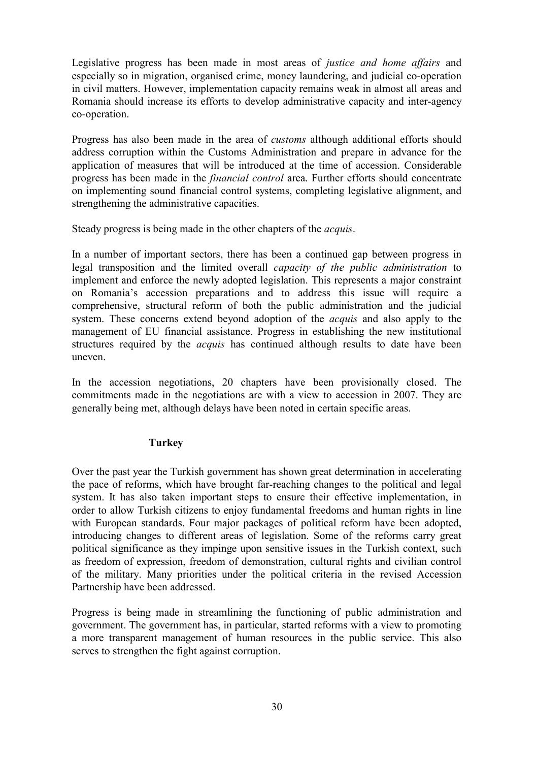Legislative progress has been made in most areas of *justice and home affairs* and especially so in migration, organised crime, money laundering, and judicial co-operation in civil matters. However, implementation capacity remains weak in almost all areas and Romania should increase its efforts to develop administrative capacity and inter-agency co-operation.

Progress has also been made in the area of *customs* although additional efforts should address corruption within the Customs Administration and prepare in advance for the application of measures that will be introduced at the time of accession. Considerable progress has been made in the *financial control* area. Further efforts should concentrate on implementing sound financial control systems, completing legislative alignment, and strengthening the administrative capacities.

Steady progress is being made in the other chapters of the *acquis*.

In a number of important sectors, there has been a continued gap between progress in legal transposition and the limited overall *capacity of the public administration* to implement and enforce the newly adopted legislation. This represents a major constraint on Romania's accession preparations and to address this issue will require a comprehensive, structural reform of both the public administration and the judicial system. These concerns extend beyond adoption of the *acquis* and also apply to the management of EU financial assistance. Progress in establishing the new institutional structures required by the *acquis* has continued although results to date have been uneven.

In the accession negotiations, 20 chapters have been provisionally closed. The commitments made in the negotiations are with a view to accession in 2007. They are generally being met, although delays have been noted in certain specific areas.

### Turkey

Over the past year the Turkish government has shown great determination in accelerating the pace of reforms, which have brought far-reaching changes to the political and legal system. It has also taken important steps to ensure their effective implementation, in order to allow Turkish citizens to enjoy fundamental freedoms and human rights in line with European standards. Four major packages of political reform have been adopted, introducing changes to different areas of legislation. Some of the reforms carry great political significance as they impinge upon sensitive issues in the Turkish context, such as freedom of expression, freedom of demonstration, cultural rights and civilian control of the military. Many priorities under the political criteria in the revised Accession Partnership have been addressed.

Progress is being made in streamlining the functioning of public administration and government. The government has, in particular, started reforms with a view to promoting a more transparent management of human resources in the public service. This also serves to strengthen the fight against corruption.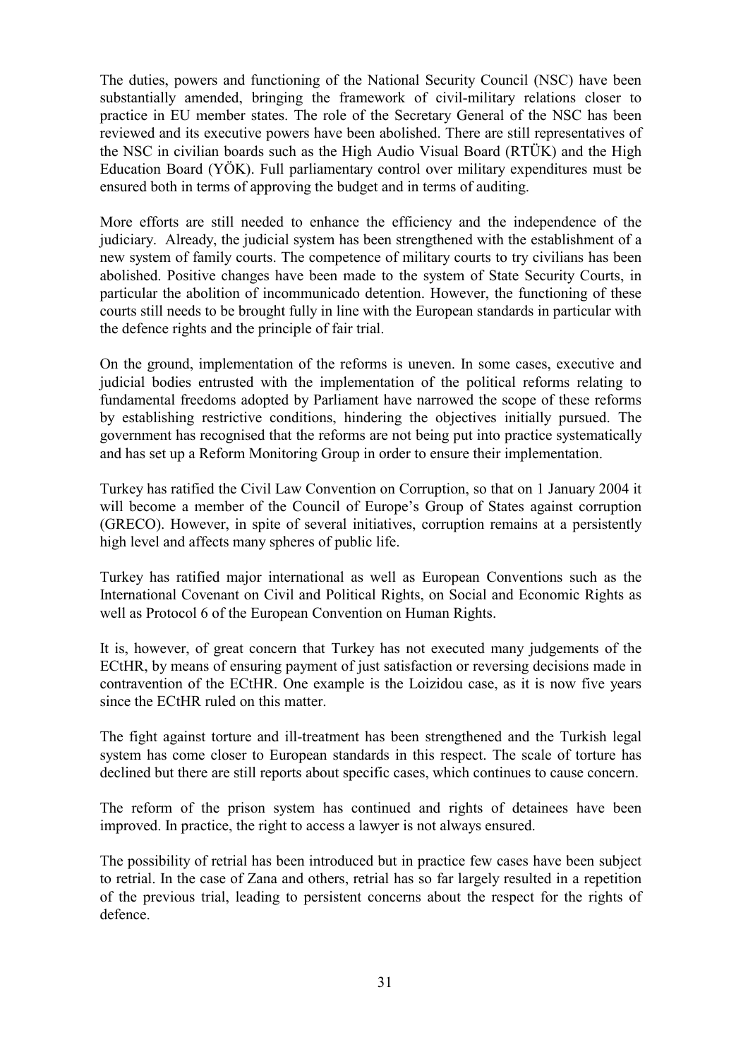The duties, powers and functioning of the National Security Council (NSC) have been substantially amended, bringing the framework of civil-military relations closer to practice in EU member states. The role of the Secretary General of the NSC has been reviewed and its executive powers have been abolished. There are still representatives of the NSC in civilian boards such as the High Audio Visual Board (RTÜK) and the High Education Board (YÖK). Full parliamentary control over military expenditures must be ensured both in terms of approving the budget and in terms of auditing.

More efforts are still needed to enhance the efficiency and the independence of the judiciary. Already, the judicial system has been strengthened with the establishment of a new system of family courts. The competence of military courts to try civilians has been abolished. Positive changes have been made to the system of State Security Courts, in particular the abolition of incommunicado detention. However, the functioning of these courts still needs to be brought fully in line with the European standards in particular with the defence rights and the principle of fair trial.

On the ground, implementation of the reforms is uneven. In some cases, executive and judicial bodies entrusted with the implementation of the political reforms relating to fundamental freedoms adopted by Parliament have narrowed the scope of these reforms by establishing restrictive conditions, hindering the objectives initially pursued. The government has recognised that the reforms are not being put into practice systematically and has set up a Reform Monitoring Group in order to ensure their implementation.

Turkey has ratified the Civil Law Convention on Corruption, so that on 1 January 2004 it will become a member of the Council of Europe's Group of States against corruption (GRECO). However, in spite of several initiatives, corruption remains at a persistently high level and affects many spheres of public life.

Turkey has ratified major international as well as European Conventions such as the International Covenant on Civil and Political Rights, on Social and Economic Rights as well as Protocol 6 of the European Convention on Human Rights.

It is, however, of great concern that Turkey has not executed many judgements of the ECtHR, by means of ensuring payment of just satisfaction or reversing decisions made in contravention of the ECtHR. One example is the Loizidou case, as it is now five years since the ECtHR ruled on this matter.

The fight against torture and ill-treatment has been strengthened and the Turkish legal system has come closer to European standards in this respect. The scale of torture has declined but there are still reports about specific cases, which continues to cause concern.

The reform of the prison system has continued and rights of detainees have been improved. In practice, the right to access a lawyer is not always ensured.

The possibility of retrial has been introduced but in practice few cases have been subject to retrial. In the case of Zana and others, retrial has so far largely resulted in a repetition of the previous trial, leading to persistent concerns about the respect for the rights of defence.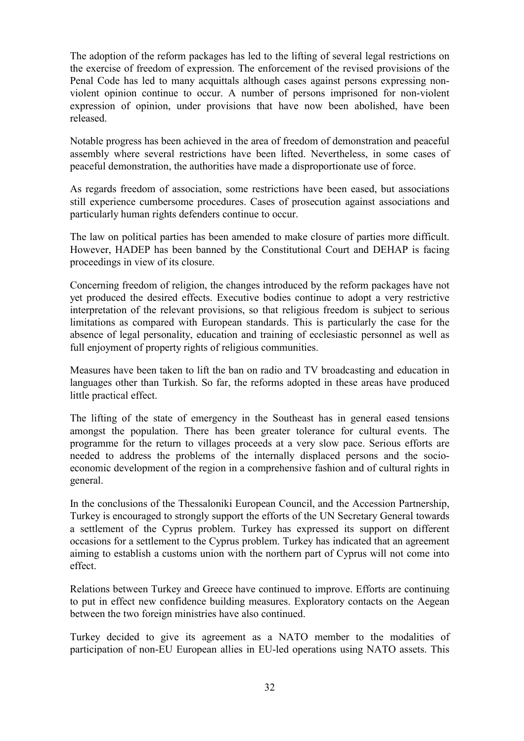The adoption of the reform packages has led to the lifting of several legal restrictions on the exercise of freedom of expression. The enforcement of the revised provisions of the Penal Code has led to many acquittals although cases against persons expressing non-violent opinion continue to occur. A number of persons imprisoned for non-violent expression of opinion, under provisions that have now been abolished, have been released.

Notable progress has been achieved in the area of freedom of demonstration and peaceful assembly where several restrictions have been lifted. Nevertheless, in some cases of peaceful demonstration, the authorities have made a disproportionate use of force.

As regards freedom of association, some restrictions have been eased, but associations still experience cumbersome procedures. Cases of prosecution against associations and particularly human rights defenders continue to occur.

The law on political parties has been amended to make closure of parties more difficult. However, HADEP has been banned by the Constitutional Court and DEHAP is facing proceedings in view of its closure.

Concerning freedom of religion, the changes introduced by the reform packages have not yet produced the desired effects. Executive bodies continue to adopt a very restrictive interpretation of the relevant provisions, so that religious freedom is subject to serious limitations as compared with European standards. This is particularly the case for the absence of legal personality, education and training of ecclesiastic personnel as well as full enjoyment of property rights of religious communities.

Measures have been taken to lift the ban on radio and TV broadcasting and education in languages other than Turkish. So far, the reforms adopted in these areas have produced little practical effect.

The lifting of the state of emergency in the Southeast has in general eased tensions amongst the population. There has been greater tolerance for cultural events. The programme for the return to villages proceeds at a very slow pace. Serious efforts are needed to address the problems of the internally displaced persons and the socio-economic development of the region in a comprehensive fashion and of cultural rights in general.

In the conclusions of the Thessaloniki European Council, and the Accession Partnership, Turkey is encouraged to strongly support the efforts of the UN Secretary General towards a settlement of the Cyprus problem. Turkey has expressed its support on different occasions for a settlement to the Cyprus problem. Turkey has indicated that an agreement aiming to establish a customs union with the northern part of Cyprus will not come into effect.

Relations between Turkey and Greece have continued to improve. Efforts are continuing to put in effect new confidence building measures. Exploratory contacts on the Aegean between the two foreign ministries have also continued.

Turkey decided to give its agreement as a NATO member to the modalities of participation of non-EU European allies in EU-led operations using NATO assets. This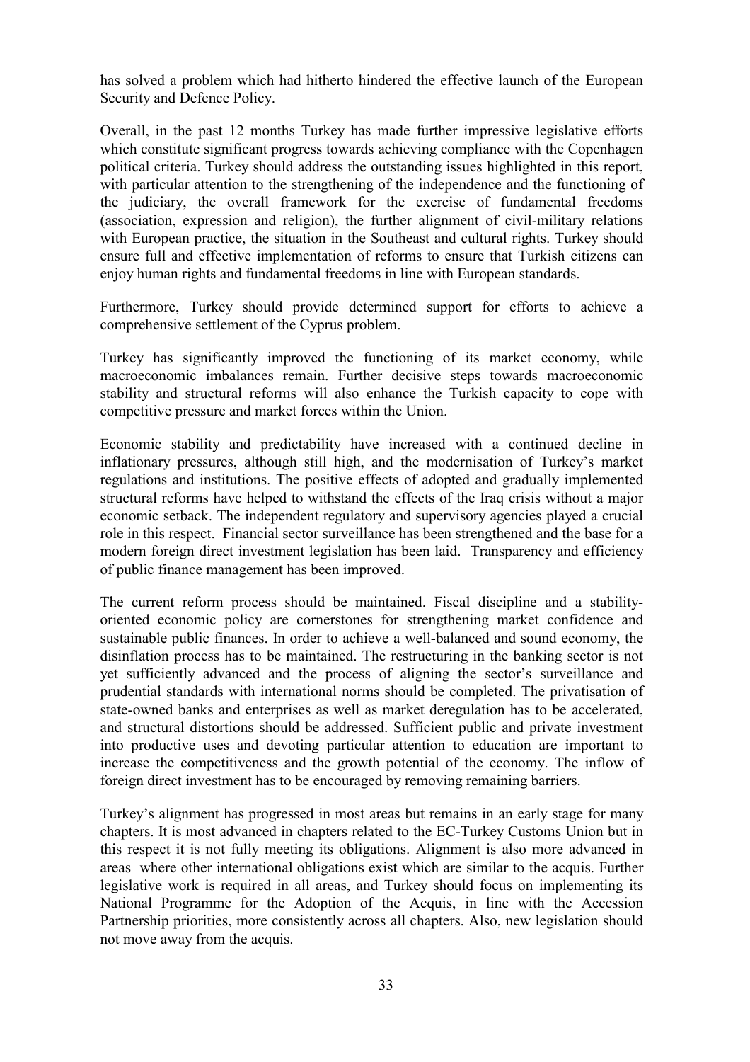has solved a problem which had hitherto hindered the effective launch of the European Security and Defence Policy.

Overall, in the past 12 months Turkey has made further impressive legislative efforts which constitute significant progress towards achieving compliance with the Copenhagen political criteria. Turkey should address the outstanding issues highlighted in this report, with particular attention to the strengthening of the independence and the functioning of the judiciary, the overall framework for the exercise of fundamental freedoms (association, expression and religion), the further alignment of civil-military relations with European practice, the situation in the Southeast and cultural rights. Turkey should ensure full and effective implementation of reforms to ensure that Turkish citizens can enjoy human rights and fundamental freedoms in line with European standards.

Furthermore, Turkey should provide determined support for efforts to achieve a comprehensive settlement of the Cyprus problem.

Turkey has significantly improved the functioning of its market economy, while macroeconomic imbalances remain. Further decisive steps towards macroeconomic stability and structural reforms will also enhance the Turkish capacity to cope with competitive pressure and market forces within the Union.

Economic stability and predictability have increased with a continued decline in inflationary pressures, although still high, and the modernisation of Turkey's market regulations and institutions. The positive effects of adopted and gradually implemented structural reforms have helped to withstand the effects of the Iraq crisis without a major economic setback. The independent regulatory and supervisory agencies played a crucial role in this respect. Financial sector surveillance has been strengthened and the base for a modern foreign direct investment legislation has been laid. Transparency and efficiency of public finance management has been improved.

The current reform process should be maintained. Fiscal discipline and a stability-oriented economic policy are cornerstones for strengthening market confidence and sustainable public finances. In order to achieve a well-balanced and sound economy, the disinflation process has to be maintained. The restructuring in the banking sector is not yet sufficiently advanced and the process of aligning the sector's surveillance and prudential standards with international norms should be completed. The privatisation of state-owned banks and enterprises as well as market deregulation has to be accelerated, and structural distortions should be addressed. Sufficient public and private investment into productive uses and devoting particular attention to education are important to increase the competitiveness and the growth potential of the economy. The inflow of foreign direct investment has to be encouraged by removing remaining barriers.

Turkey's alignment has progressed in most areas but remains in an early stage for many chapters. It is most advanced in chapters related to the EC-Turkey Customs Union but in this respect it is not fully meeting its obligations. Alignment is also more advanced in areas where other international obligations exist which are similar to the acquis. Further legislative work is required in all areas, and Turkey should focus on implementing its National Programme for the Adoption of the Acquis, in line with the Accession Partnership priorities, more consistently across all chapters. Also, new legislation should not move away from the acquis.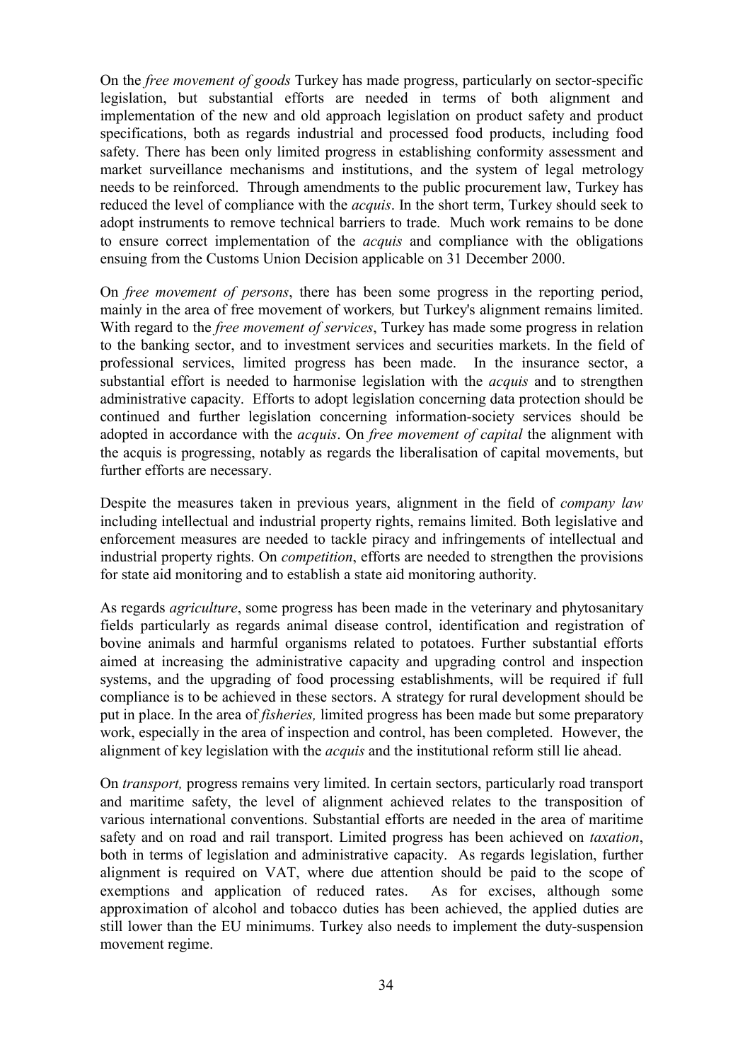On the *free movement of goods* Turkey has made progress, particularly on sector-specific legislation, but substantial efforts are needed in terms of both alignment and implementation of the new and old approach legislation on product safety and product specifications, both as regards industrial and processed food products, including food safety. There has been only limited progress in establishing conformity assessment and market surveillance mechanisms and institutions, and the system of legal metrology needs to be reinforced. Through amendments to the public procurement law, Turkey has reduced the level of compliance with the *acquis*. In the short term, Turkey should seek to adopt instruments to remove technical barriers to trade. Much work remains to be done to ensure correct implementation of the *acquis* and compliance with the obligations ensuing from the Customs Union Decision applicable on 31 December 2000.

On *free movement of persons*, there has been some progress in the reporting period, mainly in the area of free movement of workers*,* but Turkey's alignment remains limited. With regard to the *free movement of services*, Turkey has made some progress in relation to the banking sector, and to investment services and securities markets. In the field of professional services, limited progress has been made. In the insurance sector, a substantial effort is needed to harmonise legislation with the *acquis* and to strengthen administrative capacity. Efforts to adopt legislation concerning data protection should be continued and further legislation concerning information-society services should be adopted in accordance with the *acquis*. On *free movement of capital* the alignment with the acquis is progressing, notably as regards the liberalisation of capital movements, but further efforts are necessary.

Despite the measures taken in previous years, alignment in the field of *company law* including intellectual and industrial property rights, remains limited. Both legislative and enforcement measures are needed to tackle piracy and infringements of intellectual and industrial property rights. On *competition*, efforts are needed to strengthen the provisions for state aid monitoring and to establish a state aid monitoring authority.

As regards *agriculture*, some progress has been made in the veterinary and phytosanitary fields particularly as regards animal disease control, identification and registration of bovine animals and harmful organisms related to potatoes. Further substantial efforts aimed at increasing the administrative capacity and upgrading control and inspection systems, and the upgrading of food processing establishments, will be required if full compliance is to be achieved in these sectors. A strategy for rural development should be put in place. In the area of *fisheries,* limited progress has been made but some preparatory work, especially in the area of inspection and control, has been completed. However, the alignment of key legislation with the *acquis* and the institutional reform still lie ahead.

On *transport,* progress remains very limited. In certain sectors, particularly road transport and maritime safety, the level of alignment achieved relates to the transposition of various international conventions. Substantial efforts are needed in the area of maritime safety and on road and rail transport. Limited progress has been achieved on *taxation*, both in terms of legislation and administrative capacity. As regards legislation, further alignment is required on VAT, where due attention should be paid to the scope of exemptions and application of reduced rates. As for excises, although some approximation of alcohol and tobacco duties has been achieved, the applied duties are still lower than the EU minimums. Turkey also needs to implement the duty-suspension movement regime.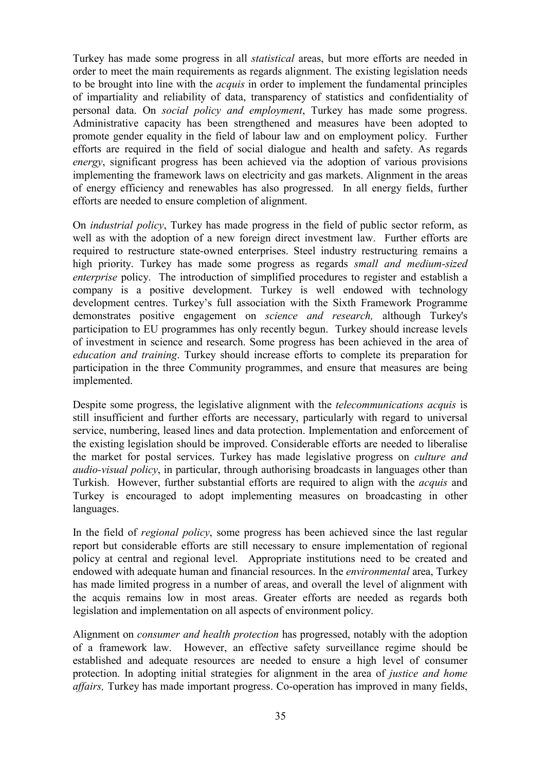Turkey has made some progress in all *statistical* areas, but more efforts are needed in order to meet the main requirements as regards alignment. The existing legislation needs to be brought into line with the *acquis* in order to implement the fundamental principles of impartiality and reliability of data, transparency of statistics and confidentiality of personal data. On *social policy and employment*, Turkey has made some progress. Administrative capacity has been strengthened and measures have been adopted to promote gender equality in the field of labour law and on employment policy. Further efforts are required in the field of social dialogue and health and safety. As regards *energy*, significant progress has been achieved via the adoption of various provisions implementing the framework laws on electricity and gas markets. Alignment in the areas of energy efficiency and renewables has also progressed. In all energy fields, further efforts are needed to ensure completion of alignment.

On *industrial policy*, Turkey has made progress in the field of public sector reform, as well as with the adoption of a new foreign direct investment law. Further efforts are required to restructure state-owned enterprises. Steel industry restructuring remains a high priority. Turkey has made some progress as regards *small and medium-sized enterprise* policy. The introduction of simplified procedures to register and establish a company is a positive development. Turkey is well endowed with technology development centres. Turkey's full association with the Sixth Framework Programme demonstrates positive engagement on *science and research,* although Turkey's participation to EU programmes has only recently begun. Turkey should increase levels of investment in science and research. Some progress has been achieved in the area of *education and training*. Turkey should increase efforts to complete its preparation for participation in the three Community programmes, and ensure that measures are being implemented.

Despite some progress, the legislative alignment with the *telecommunications acquis* is still insufficient and further efforts are necessary, particularly with regard to universal service, numbering, leased lines and data protection. Implementation and enforcement of the existing legislation should be improved. Considerable efforts are needed to liberalise the market for postal services. Turkey has made legislative progress on *culture and audio-visual policy*, in particular, through authorising broadcasts in languages other than Turkish. However, further substantial efforts are required to align with the *acquis* and Turkey is encouraged to adopt implementing measures on broadcasting in other languages.

In the field of *regional policy*, some progress has been achieved since the last regular report but considerable efforts are still necessary to ensure implementation of regional policy at central and regional level. Appropriate institutions need to be created and endowed with adequate human and financial resources. In the *environmental* area, Turkey has made limited progress in a number of areas, and overall the level of alignment with the acquis remains low in most areas. Greater efforts are needed as regards both legislation and implementation on all aspects of environment policy.

Alignment on *consumer and health protection* has progressed, notably with the adoption of a framework law. However, an effective safety surveillance regime should be established and adequate resources are needed to ensure a high level of consumer protection. In adopting initial strategies for alignment in the area of *justice and home affairs,* Turkey has made important progress. Co-operation has improved in many fields,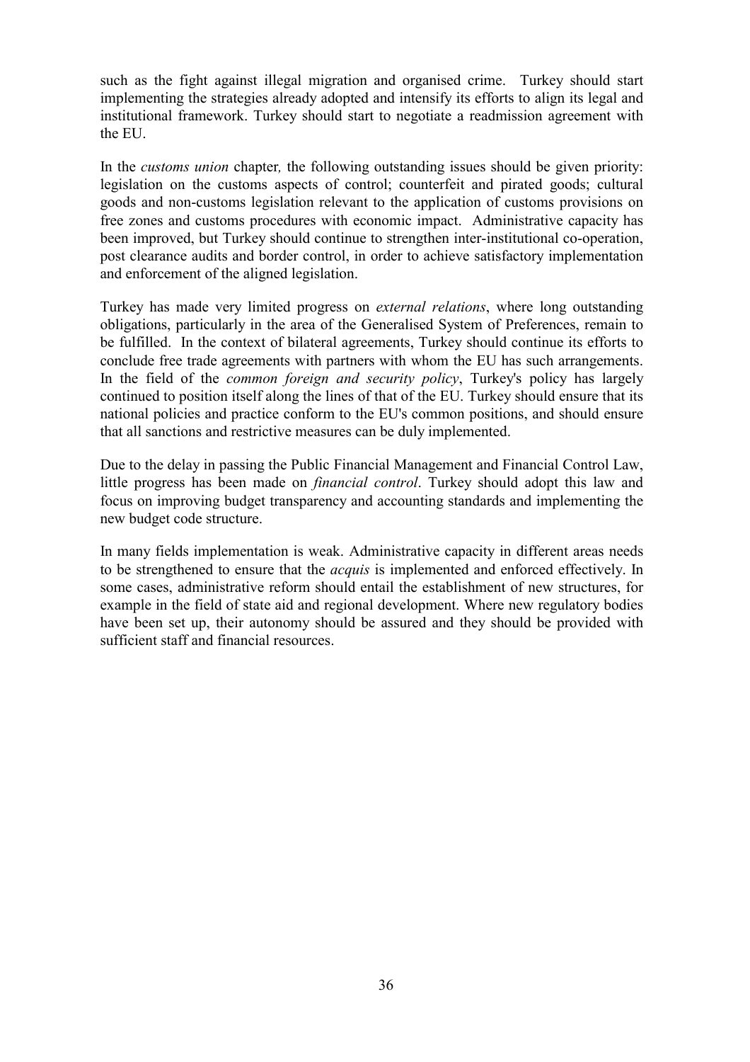such as the fight against illegal migration and organised crime. Turkey should start implementing the strategies already adopted and intensify its efforts to align its legal and institutional framework. Turkey should start to negotiate a readmission agreement with the EU.

In the *customs union* chapter*,* the following outstanding issues should be given priority: legislation on the customs aspects of control; counterfeit and pirated goods; cultural goods and non-customs legislation relevant to the application of customs provisions on free zones and customs procedures with economic impact. Administrative capacity has been improved, but Turkey should continue to strengthen inter-institutional co-operation, post clearance audits and border control, in order to achieve satisfactory implementation and enforcement of the aligned legislation.

Turkey has made very limited progress on *external relations*, where long outstanding obligations, particularly in the area of the Generalised System of Preferences, remain to be fulfilled. In the context of bilateral agreements, Turkey should continue its efforts to conclude free trade agreements with partners with whom the EU has such arrangements. In the field of the *common foreign and security policy*, Turkey's policy has largely continued to position itself along the lines of that of the EU. Turkey should ensure that its national policies and practice conform to the EU's common positions, and should ensure that all sanctions and restrictive measures can be duly implemented.

Due to the delay in passing the Public Financial Management and Financial Control Law, little progress has been made on *financial control*. Turkey should adopt this law and focus on improving budget transparency and accounting standards and implementing the new budget code structure.

In many fields implementation is weak. Administrative capacity in different areas needs to be strengthened to ensure that the *acquis* is implemented and enforced effectively. In some cases, administrative reform should entail the establishment of new structures, for example in the field of state aid and regional development. Where new regulatory bodies have been set up, their autonomy should be assured and they should be provided with sufficient staff and financial resources.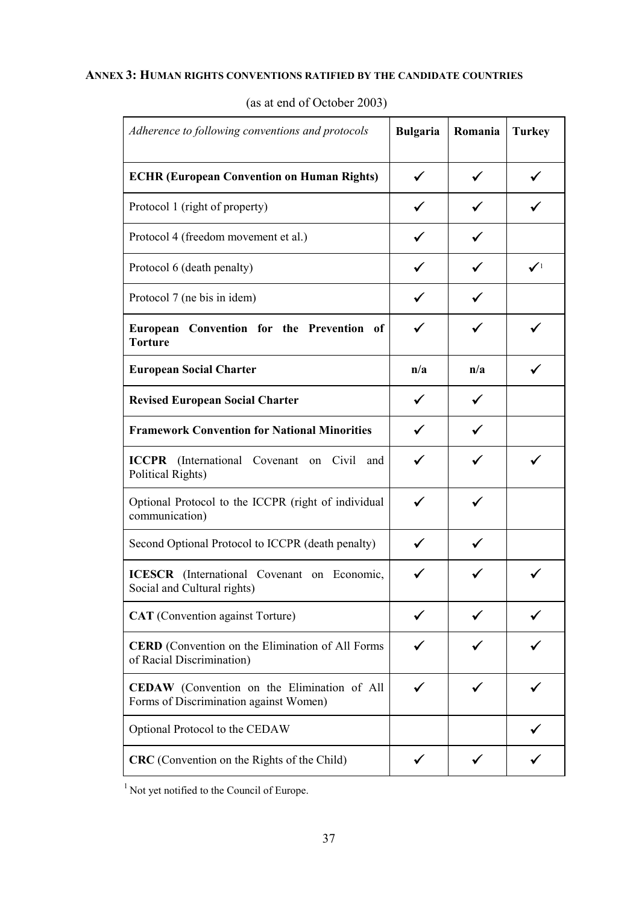## ANNEX 3: HUMAN RIGHTS CONVENTIONS RATIFIED BY THE CANDIDATE COUNTRIES

(as at end of October 2003)

| *Adherence to following conventions and protocols* | **Bulgaria** | **Romania** | **Turkey** |
|---|---|---|---|
| **ECHR (European Convention on Human Rights)** | ✓ | ✓ | ✓ |
| Protocol 1 (right of property) | ✓ | ✓ | ✓ |
| Protocol 4 (freedom movement et al.) | ✓ | ✓ | |
| Protocol 6 (death penalty) | ✓ | ✓ | ✓[1] |
| Protocol 7 (ne bis in idem) | ✓ | ✓ | |
| **European Convention for the Prevention of Torture** | ✓ | ✓ | ✓ |
| **European Social Charter** | **n/a** | **n/a** | ✓ |
| **Revised European Social Charter** | ✓ | ✓ | |
| **Framework Convention for National Minorities** | ✓ | ✓ | |
| **ICCPR** (International Covenant on Civil and Political Rights) | ✓ | ✓ | ✓ |
| Optional Protocol to the ICCPR (right of individual communication) | ✓ | ✓ | |
| Second Optional Protocol to ICCPR (death penalty) | ✓ | ✓ | |
| **ICESCR** (International Covenant on Economic, Social and Cultural rights) | ✓ | ✓ | ✓ |
| **CAT** (Convention against Torture) | ✓ | ✓ | ✓ |
| **CERD** (Convention on the Elimination of All Forms of Racial Discrimination) | ✓ | ✓ | ✓ |
| **CEDAW** (Convention on the Elimination of All Forms of Discrimination against Women) | ✓ | ✓ | ✓ |
| Optional Protocol to the CEDAW | | | ✓ |
| **CRC** (Convention on the Rights of the Child) | ✓ | ✓ | ✓ |

[1] Not yet notified to the Council of Europe.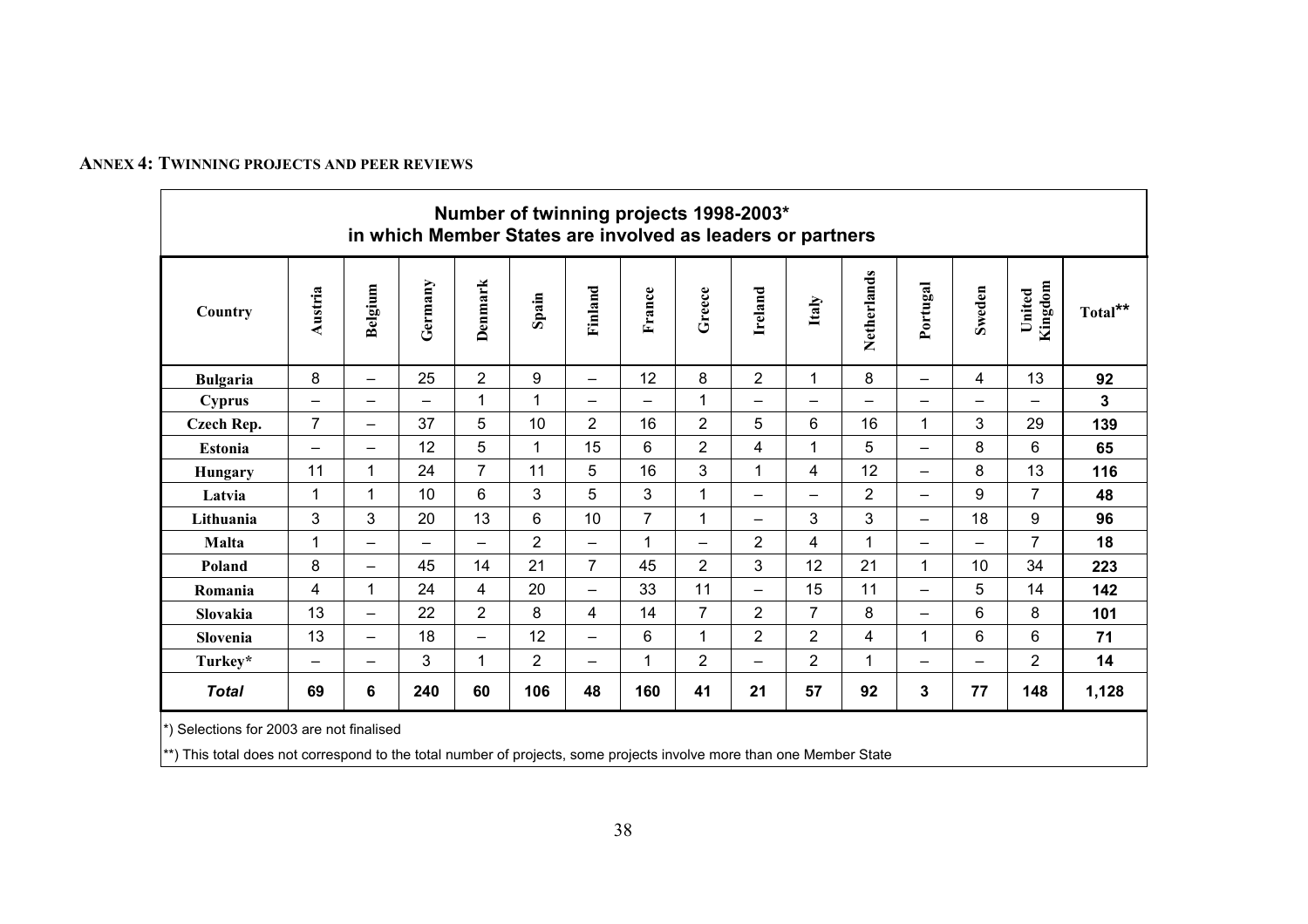## ANNEX 4: TWINNING PROJECTS AND PEER REVIEWS

**Number of twinning projects 1998-2003\***
**in which Member States are involved as leaders or partners**

| Country | Austria | Belgium | Germany | Denmark | Spain | Finland | France | Greece | Ireland | Italy | Netherlands | Portugal | Sweden | United Kingdom | Total** |
|---|---|---|---|---|---|---|---|---|---|---|---|---|---|---|---|
| **Bulgaria** | 8 | – | 25 | 2 | 9 | – | 12 | 8 | 2 | 1 | 8 | – | 4 | 13 | **92** |
| **Cyprus** | – | – | – | 1 | 1 | – | – | 1 | – | – | – | – | – | – | **3** |
| **Czech Rep.** | 7 | – | 37 | 5 | 10 | 2 | 16 | 2 | 5 | 6 | 16 | 1 | 3 | 29 | **139** |
| **Estonia** | – | – | 12 | 5 | 1 | 15 | 6 | 2 | 4 | 1 | 5 | – | 8 | 6 | **65** |
| **Hungary** | 11 | 1 | 24 | 7 | 11 | 5 | 16 | 3 | 1 | 4 | 12 | – | 8 | 13 | **116** |
| **Latvia** | 1 | 1 | 10 | 6 | 3 | 5 | 3 | 1 | – | – | 2 | – | 9 | 7 | **48** |
| **Lithuania** | 3 | 3 | 20 | 13 | 6 | 10 | 7 | 1 | – | 3 | 3 | – | 18 | 9 | **96** |
| **Malta** | 1 | – | – | – | 2 | – | 1 | – | 2 | 4 | 1 | – | – | 7 | **18** |
| **Poland** | 8 | – | 45 | 14 | 21 | 7 | 45 | 2 | 3 | 12 | 21 | 1 | 10 | 34 | **223** |
| **Romania** | 4 | 1 | 24 | 4 | 20 | – | 33 | 11 | – | 15 | 11 | – | 5 | 14 | **142** |
| **Slovakia** | 13 | – | 22 | 2 | 8 | 4 | 14 | 7 | 2 | 7 | 8 | – | 6 | 8 | **101** |
| **Slovenia** | 13 | – | 18 | – | 12 | – | 6 | 1 | 2 | 2 | 4 | 1 | 6 | 6 | **71** |
| **Turkey*** | – | – | 3 | 1 | 2 | – | 1 | 2 | – | 2 | 1 | – | – | 2 | **14** |
| ***Total*** | **69** | **6** | **240** | **60** | **106** | **48** | **160** | **41** | **21** | **57** | **92** | **3** | **77** | **148** | **1,128** |

*) Selections for 2003 are not finalised

**) This total does not correspond to the total number of projects, some projects involve more than one Member State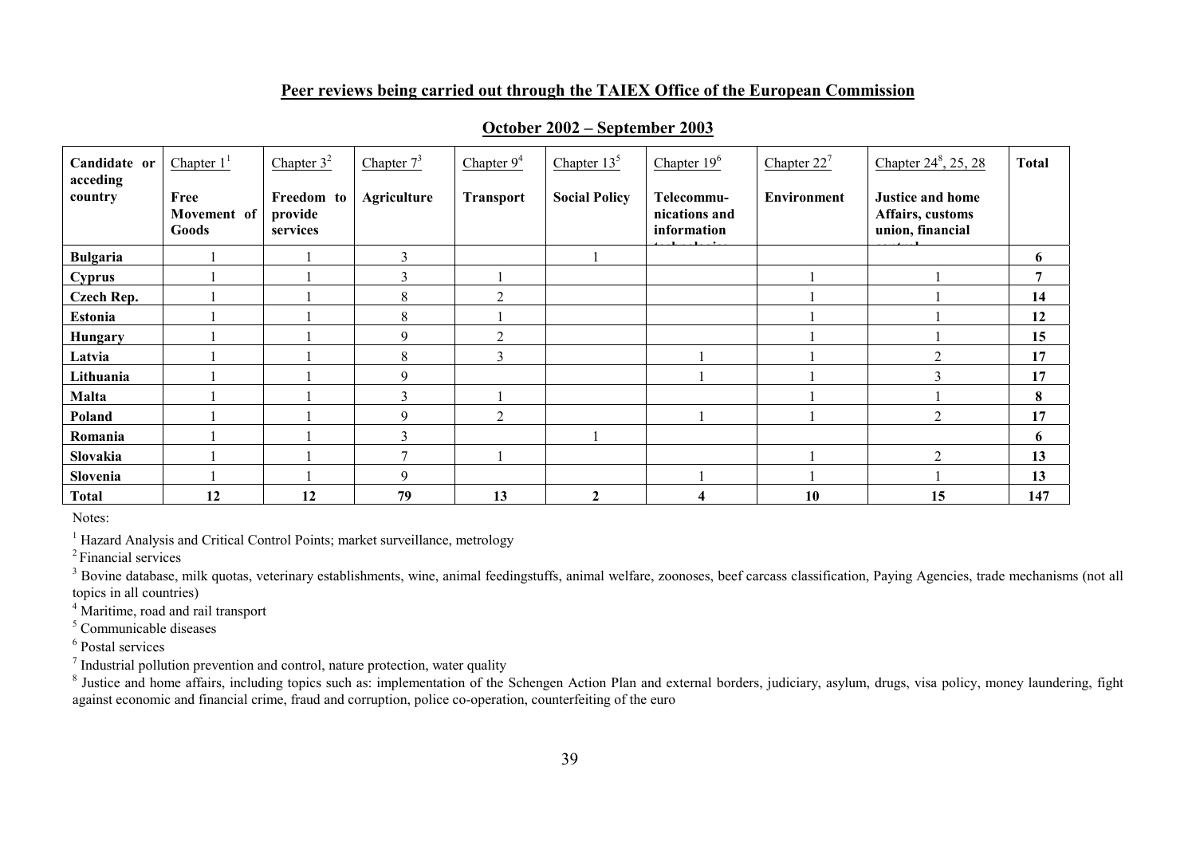## Peer reviews being carried out through the TAIEX Office of the European Commission

### October 2002 – September 2003

| Candidate or acceding country | Chapter 1[1] Free Movement of Goods | Chapter 3[2] Freedom to provide services | Chapter 7[3] Agriculture | Chapter 9[4] Transport | Chapter 13[5] Social Policy | Chapter 19[6] Telecommu-nications and information technologies | Chapter 22[7] Environment | Chapter 24[8], 25, 28 Justice and home Affairs, customs union, financial control | Total |
|---|---|---|---|---|---|---|---|---|---|
| **Bulgaria** | 1 | 1 | 3 | | 1 | | | | **6** |
| **Cyprus** | 1 | 1 | 3 | 1 | | | 1 | 1 | **7** |
| **Czech Rep.** | 1 | 1 | 8 | 2 | | | 1 | 1 | **14** |
| **Estonia** | 1 | 1 | 8 | 1 | | | 1 | 1 | **12** |
| **Hungary** | 1 | 1 | 9 | 2 | | | 1 | 1 | **15** |
| **Latvia** | 1 | 1 | 8 | 3 | | 1 | 1 | 2 | **17** |
| **Lithuania** | 1 | 1 | 9 | | | 1 | 1 | 3 | **17** |
| **Malta** | 1 | 1 | 3 | 1 | | | 1 | 1 | **8** |
| **Poland** | 1 | 1 | 9 | 2 | | 1 | 1 | 2 | **17** |
| **Romania** | 1 | 1 | 3 | | 1 | | | | **6** |
| **Slovakia** | 1 | 1 | 7 | 1 | | | 1 | 2 | **13** |
| **Slovenia** | 1 | 1 | 9 | | | 1 | 1 | 1 | **13** |
| **Total** | **12** | **12** | **79** | **13** | **2** | **4** | **10** | **15** | **147** |

Notes:

[1] Hazard Analysis and Critical Control Points; market surveillance, metrology

[2] Financial services

[3] Bovine database, milk quotas, veterinary establishments, wine, animal feedingstuffs, animal welfare, zoonoses, beef carcass classification, Paying Agencies, trade mechanisms (not all topics in all countries)

[4] Maritime, road and rail transport

[5] Communicable diseases

[6] Postal services

[7] Industrial pollution prevention and control, nature protection, water quality

[8] Justice and home affairs, including topics such as: implementation of the Schengen Action Plan and external borders, judiciary, asylum, drugs, visa policy, money laundering, fight against economic and financial crime, fraud and corruption, police co-operation, counterfeiting of the euro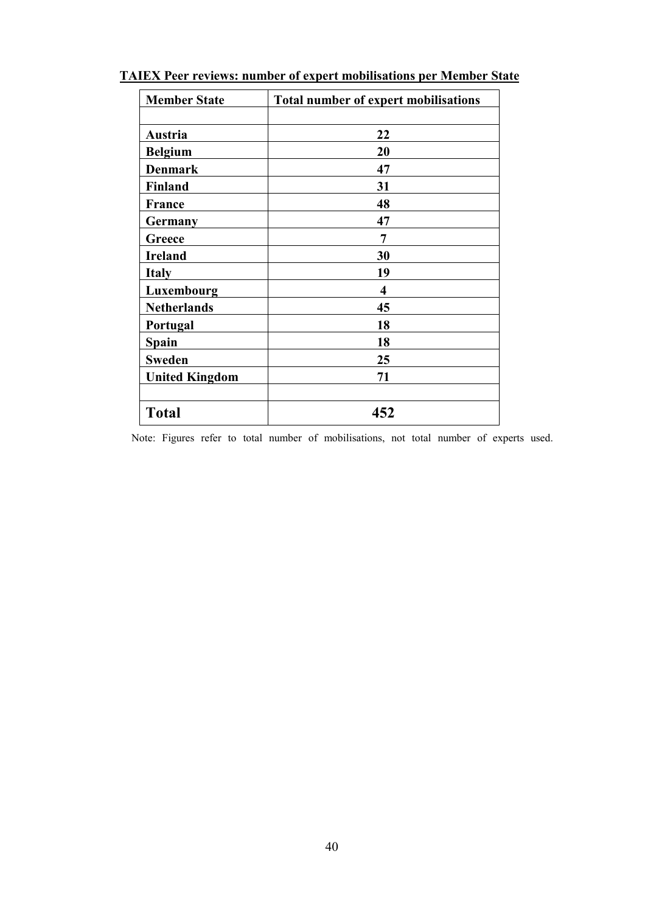**TAIEX Peer reviews: number of expert mobilisations per Member State**

| Member State | Total number of expert mobilisations |
|---|---|
| | |
| **Austria** | **22** |
| **Belgium** | **20** |
| **Denmark** | **47** |
| **Finland** | **31** |
| **France** | **48** |
| **Germany** | **47** |
| **Greece** | **7** |
| **Ireland** | **30** |
| **Italy** | **19** |
| **Luxembourg** | **4** |
| **Netherlands** | **45** |
| **Portugal** | **18** |
| **Spain** | **18** |
| **Sweden** | **25** |
| **United Kingdom** | **71** |
| | |
| **Total** | **452** |

Note: Figures refer to total number of mobilisations, not total number of experts used.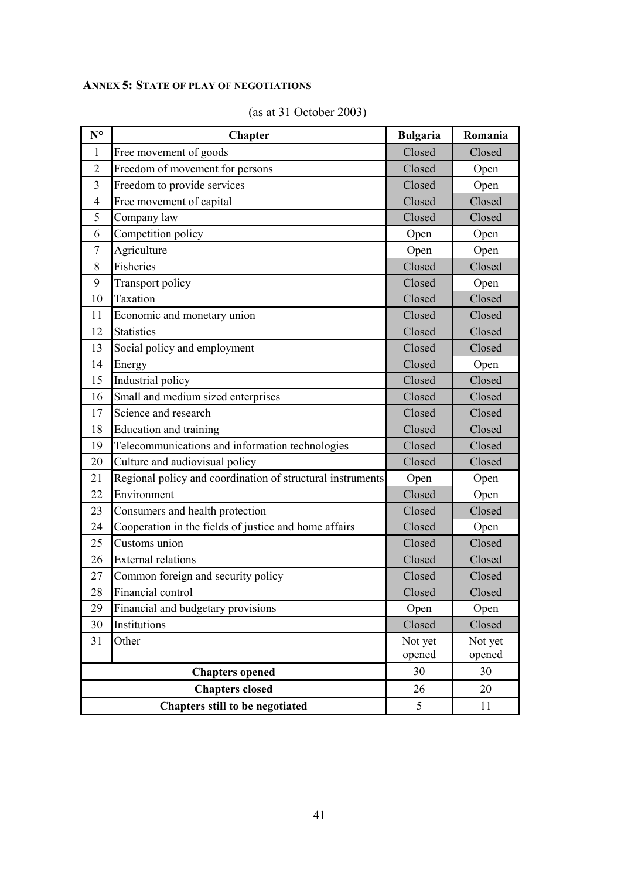## ANNEX 5: STATE OF PLAY OF NEGOTIATIONS

(as at 31 October 2003)

| N° | Chapter | Bulgaria | Romania |
|---|---|---|---|
| 1 | Free movement of goods | Closed | Closed |
| 2 | Freedom of movement for persons | Closed | Open |
| 3 | Freedom to provide services | Closed | Open |
| 4 | Free movement of capital | Closed | Closed |
| 5 | Company law | Closed | Closed |
| 6 | Competition policy | Open | Open |
| 7 | Agriculture | Open | Open |
| 8 | Fisheries | Closed | Closed |
| 9 | Transport policy | Closed | Open |
| 10 | Taxation | Closed | Closed |
| 11 | Economic and monetary union | Closed | Closed |
| 12 | Statistics | Closed | Closed |
| 13 | Social policy and employment | Closed | Closed |
| 14 | Energy | Closed | Open |
| 15 | Industrial policy | Closed | Closed |
| 16 | Small and medium sized enterprises | Closed | Closed |
| 17 | Science and research | Closed | Closed |
| 18 | Education and training | Closed | Closed |
| 19 | Telecommunications and information technologies | Closed | Closed |
| 20 | Culture and audiovisual policy | Closed | Closed |
| 21 | Regional policy and coordination of structural instruments | Open | Open |
| 22 | Environment | Closed | Open |
| 23 | Consumers and health protection | Closed | Closed |
| 24 | Cooperation in the fields of justice and home affairs | Closed | Open |
| 25 | Customs union | Closed | Closed |
| 26 | External relations | Closed | Closed |
| 27 | Common foreign and security policy | Closed | Closed |
| 28 | Financial control | Closed | Closed |
| 29 | Financial and budgetary provisions | Open | Open |
| 30 | Institutions | Closed | Closed |
| 31 | Other | Not yet opened | Not yet opened |
| **Chapters opened** | | 30 | 30 |
| **Chapters closed** | | 26 | 20 |
| **Chapters still to be negotiated** | | 5 | 11 |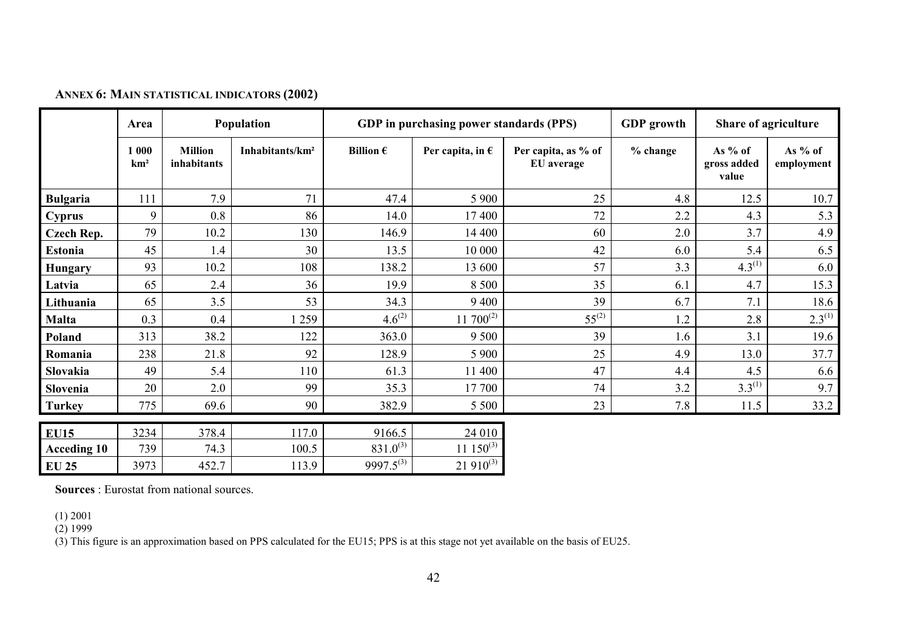**ANNEX 6: MAIN STATISTICAL INDICATORS (2002)**

| | Area | Population | | GDP in purchasing power standards (PPS) | | | GDP growth | Share of agriculture | |
|---|---|---|---|---|---|---|---|---|---|
| | 1 000 km² | Million inhabitants | Inhabitants/km² | Billion € | Per capita, in € | Per capita, as % of EU average | % change | As % of gross added value | As % of employment |
| **Bulgaria** | 111 | 7.9 | 71 | 47.4 | 5 900 | 25 | 4.8 | 12.5 | 10.7 |
| **Cyprus** | 9 | 0.8 | 86 | 14.0 | 17 400 | 72 | 2.2 | 4.3 | 5.3 |
| **Czech Rep.** | 79 | 10.2 | 130 | 146.9 | 14 400 | 60 | 2.0 | 3.7 | 4.9 |
| **Estonia** | 45 | 1.4 | 30 | 13.5 | 10 000 | 42 | 6.0 | 5.4 | 6.5 |
| **Hungary** | 93 | 10.2 | 108 | 138.2 | 13 600 | 57 | 3.3 | 4.3 (1) | 6.0 |
| **Latvia** | 65 | 2.4 | 36 | 19.9 | 8 500 | 35 | 6.1 | 4.7 | 15.3 |
| **Lithuania** | 65 | 3.5 | 53 | 34.3 | 9 400 | 39 | 6.7 | 7.1 | 18.6 |
| **Malta** | 0.3 | 0.4 | 1 259 | 4.6 (2) | 11 700 (2) | 55 (2) | 1.2 | 2.8 | 2.3 (1) |
| **Poland** | 313 | 38.2 | 122 | 363.0 | 9 500 | 39 | 1.6 | 3.1 | 19.6 |
| **Romania** | 238 | 21.8 | 92 | 128.9 | 5 900 | 25 | 4.9 | 13.0 | 37.7 |
| **Slovakia** | 49 | 5.4 | 110 | 61.3 | 11 400 | 47 | 4.4 | 4.5 | 6.6 |
| **Slovenia** | 20 | 2.0 | 99 | 35.3 | 17 700 | 74 | 3.2 | 3.3 (1) | 9.7 |
| **Turkey** | 775 | 69.6 | 90 | 382.9 | 5 500 | 23 | 7.8 | 11.5 | 33.2 |
| **EU15** | 3234 | 378.4 | 117.0 | 9166.5 | 24 010 | | | | |
| **Acceding 10** | 739 | 74.3 | 100.5 | 831.0 (3) | 11 150 (3) | | | | |
| **EU 25** | 3973 | 452.7 | 113.9 | 9997.5 (3) | 21 910 (3) | | | | |

**Sources** : Eurostat from national sources.

(1) 2001

(2) 1999

(3) This figure is an approximation based on PPS calculated for the EU15; PPS is at this stage not yet available on the basis of EU25.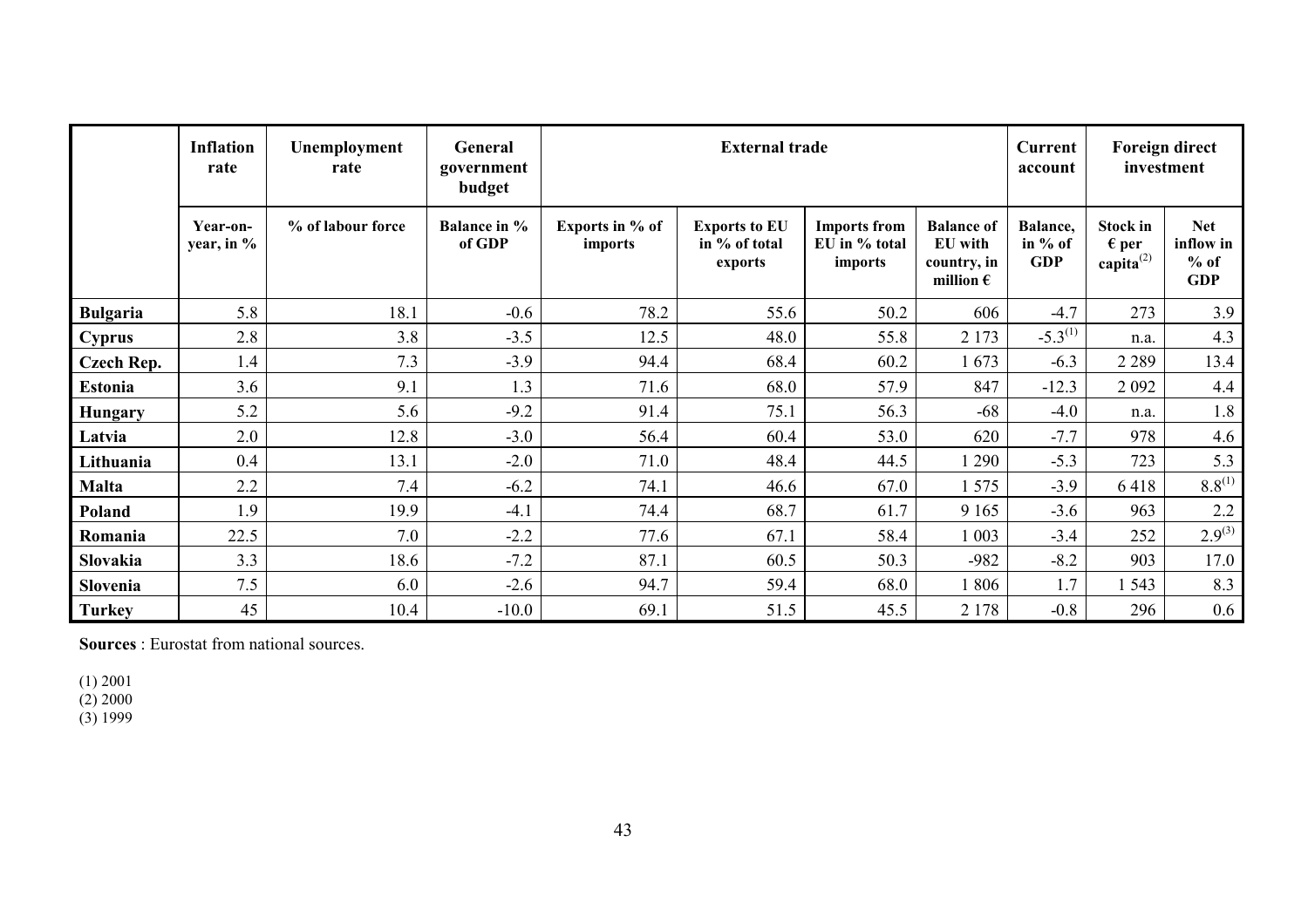| | Inflation rate | Unemployment rate | General government budget | External trade | | | | Current account | Foreign direct investment | |
|---|---|---|---|---|---|---|---|---|---|---|
| | Year-on-year, in % | % of labour force | Balance in % of GDP | Exports in % of imports | Exports to EU in % of total exports | Imports from EU in % total imports | Balance of EU with country, in million € | Balance, in % of GDP | Stock in € per capita[(2)] | Net inflow in % of GDP |
| **Bulgaria** | 5.8 | 18.1 | -0.6 | 78.2 | 55.6 | 50.2 | 606 | -4.7 | 273 | 3.9 |
| **Cyprus** | 2.8 | 3.8 | -3.5 | 12.5 | 48.0 | 55.8 | 2 173 | -5.3[(1)] | n.a. | 4.3 |
| **Czech Rep.** | 1.4 | 7.3 | -3.9 | 94.4 | 68.4 | 60.2 | 1 673 | -6.3 | 2 289 | 13.4 |
| **Estonia** | 3.6 | 9.1 | 1.3 | 71.6 | 68.0 | 57.9 | 847 | -12.3 | 2 092 | 4.4 |
| **Hungary** | 5.2 | 5.6 | -9.2 | 91.4 | 75.1 | 56.3 | -68 | -4.0 | n.a. | 1.8 |
| **Latvia** | 2.0 | 12.8 | -3.0 | 56.4 | 60.4 | 53.0 | 620 | -7.7 | 978 | 4.6 |
| **Lithuania** | 0.4 | 13.1 | -2.0 | 71.0 | 48.4 | 44.5 | 1 290 | -5.3 | 723 | 5.3 |
| **Malta** | 2.2 | 7.4 | -6.2 | 74.1 | 46.6 | 67.0 | 1 575 | -3.9 | 6 418 | 8.8[(1)] |
| **Poland** | 1.9 | 19.9 | -4.1 | 74.4 | 68.7 | 61.7 | 9 165 | -3.6 | 963 | 2.2 |
| **Romania** | 22.5 | 7.0 | -2.2 | 77.6 | 67.1 | 58.4 | 1 003 | -3.4 | 252 | 2.9[(3)] |
| **Slovakia** | 3.3 | 18.6 | -7.2 | 87.1 | 60.5 | 50.3 | -982 | -8.2 | 903 | 17.0 |
| **Slovenia** | 7.5 | 6.0 | -2.6 | 94.7 | 59.4 | 68.0 | 1 806 | 1.7 | 1 543 | 8.3 |
| **Turkey** | 45 | 10.4 | -10.0 | 69.1 | 51.5 | 45.5 | 2 178 | -0.8 | 296 | 0.6 |

**Sources** : Eurostat from national sources.

(1) 2001
(2) 2000
(3) 1999